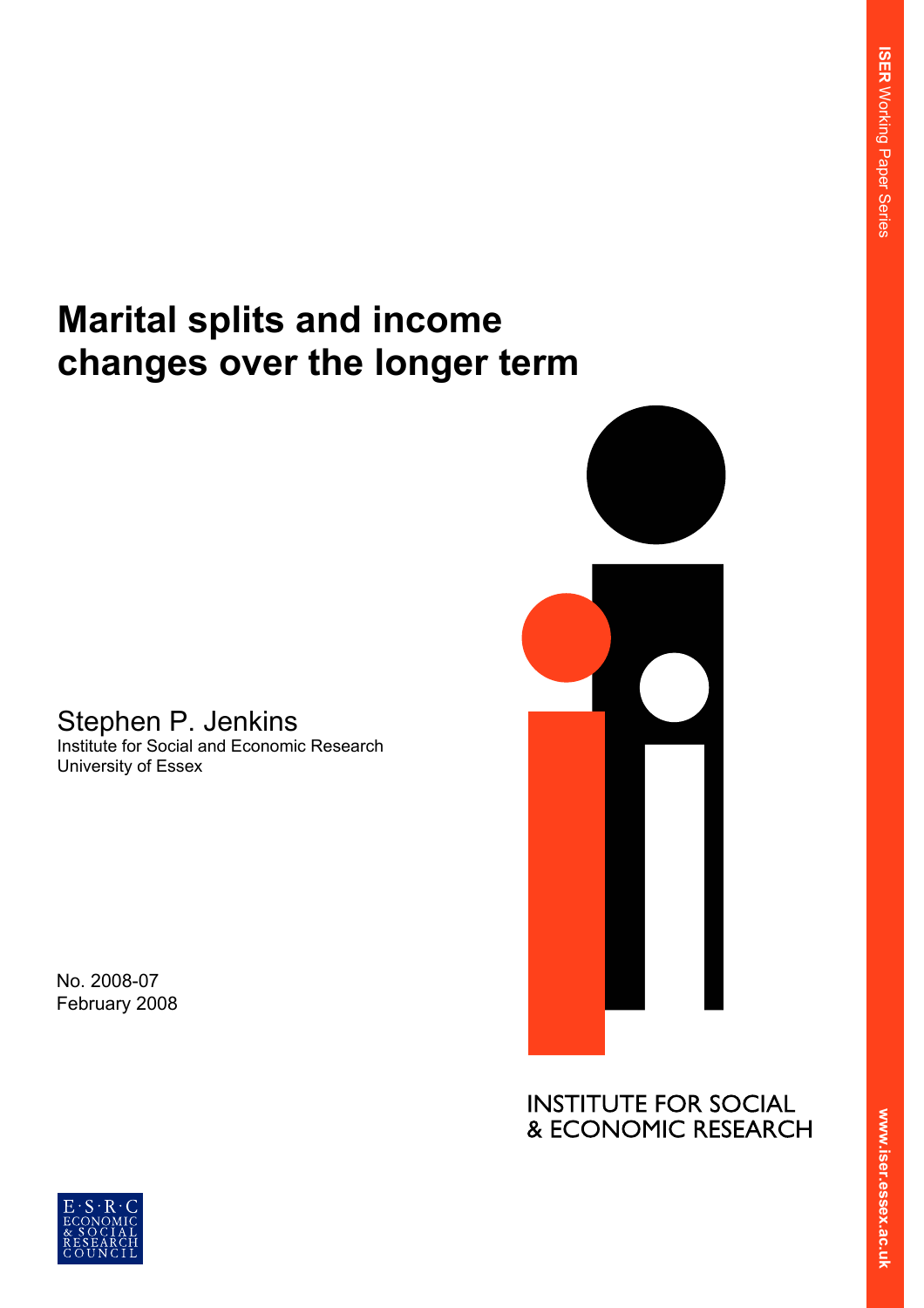ISER Working Paper Series

# Marital splits and income changes over the longer term

Stephen P. Jenkins
Institute for Social and Economic Research
University of Essex

No. 2008-07
February 2008

INSTITUTE FOR SOCIAL & ECONOMIC RESEARCH

www.iser.essex.ac.uk

E·S·R·C ECONOMIC & SOCIAL RESEARCH COUNCIL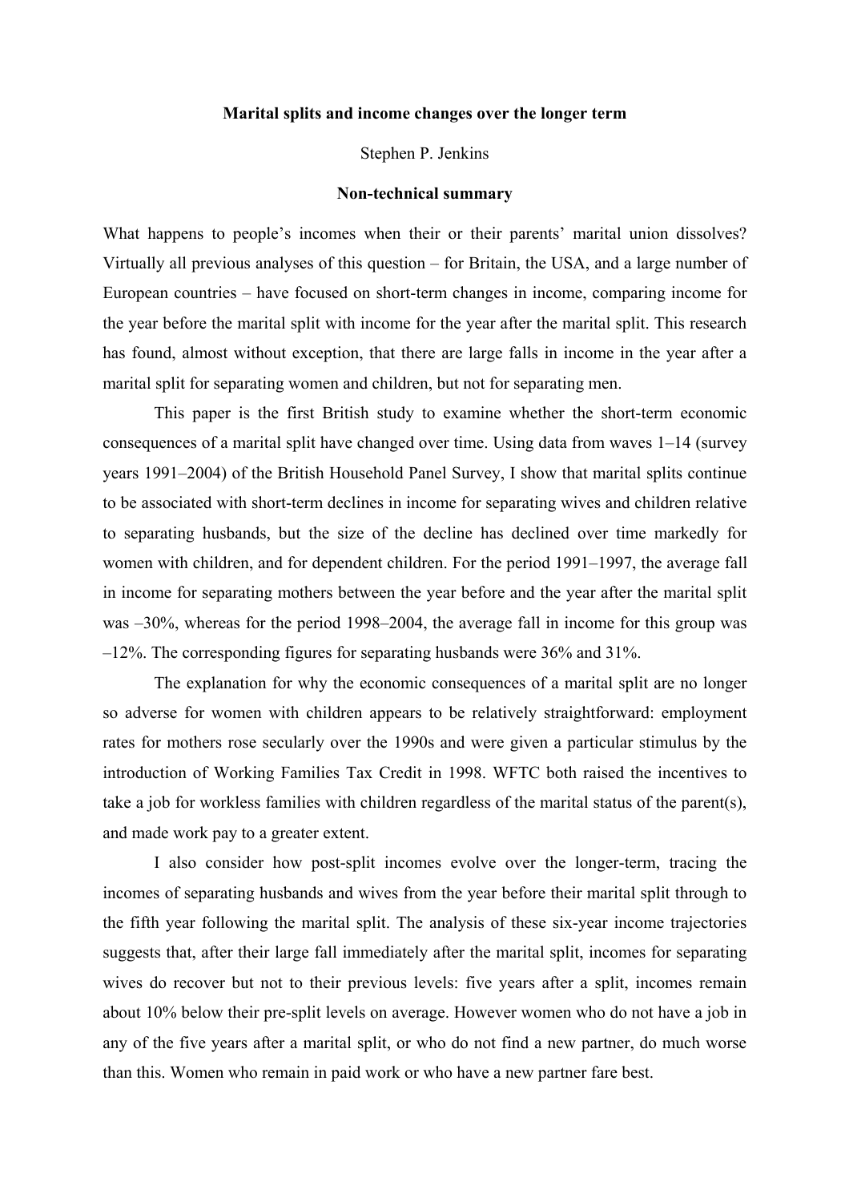**Marital splits and income changes over the longer term**

Stephen P. Jenkins

**Non-technical summary**

What happens to people's incomes when their or their parents' marital union dissolves? Virtually all previous analyses of this question – for Britain, the USA, and a large number of European countries – have focused on short-term changes in income, comparing income for the year before the marital split with income for the year after the marital split. This research has found, almost without exception, that there are large falls in income in the year after a marital split for separating women and children, but not for separating men.

This paper is the first British study to examine whether the short-term economic consequences of a marital split have changed over time. Using data from waves 1–14 (survey years 1991–2004) of the British Household Panel Survey, I show that marital splits continue to be associated with short-term declines in income for separating wives and children relative to separating husbands, but the size of the decline has declined over time markedly for women with children, and for dependent children. For the period 1991–1997, the average fall in income for separating mothers between the year before and the year after the marital split was –30%, whereas for the period 1998–2004, the average fall in income for this group was –12%. The corresponding figures for separating husbands were 36% and 31%.

The explanation for why the economic consequences of a marital split are no longer so adverse for women with children appears to be relatively straightforward: employment rates for mothers rose secularly over the 1990s and were given a particular stimulus by the introduction of Working Families Tax Credit in 1998. WFTC both raised the incentives to take a job for workless families with children regardless of the marital status of the parent(s), and made work pay to a greater extent.

I also consider how post-split incomes evolve over the longer-term, tracing the incomes of separating husbands and wives from the year before their marital split through to the fifth year following the marital split. The analysis of these six-year income trajectories suggests that, after their large fall immediately after the marital split, incomes for separating wives do recover but not to their previous levels: five years after a split, incomes remain about 10% below their pre-split levels on average. However women who do not have a job in any of the five years after a marital split, or who do not find a new partner, do much worse than this. Women who remain in paid work or who have a new partner fare best.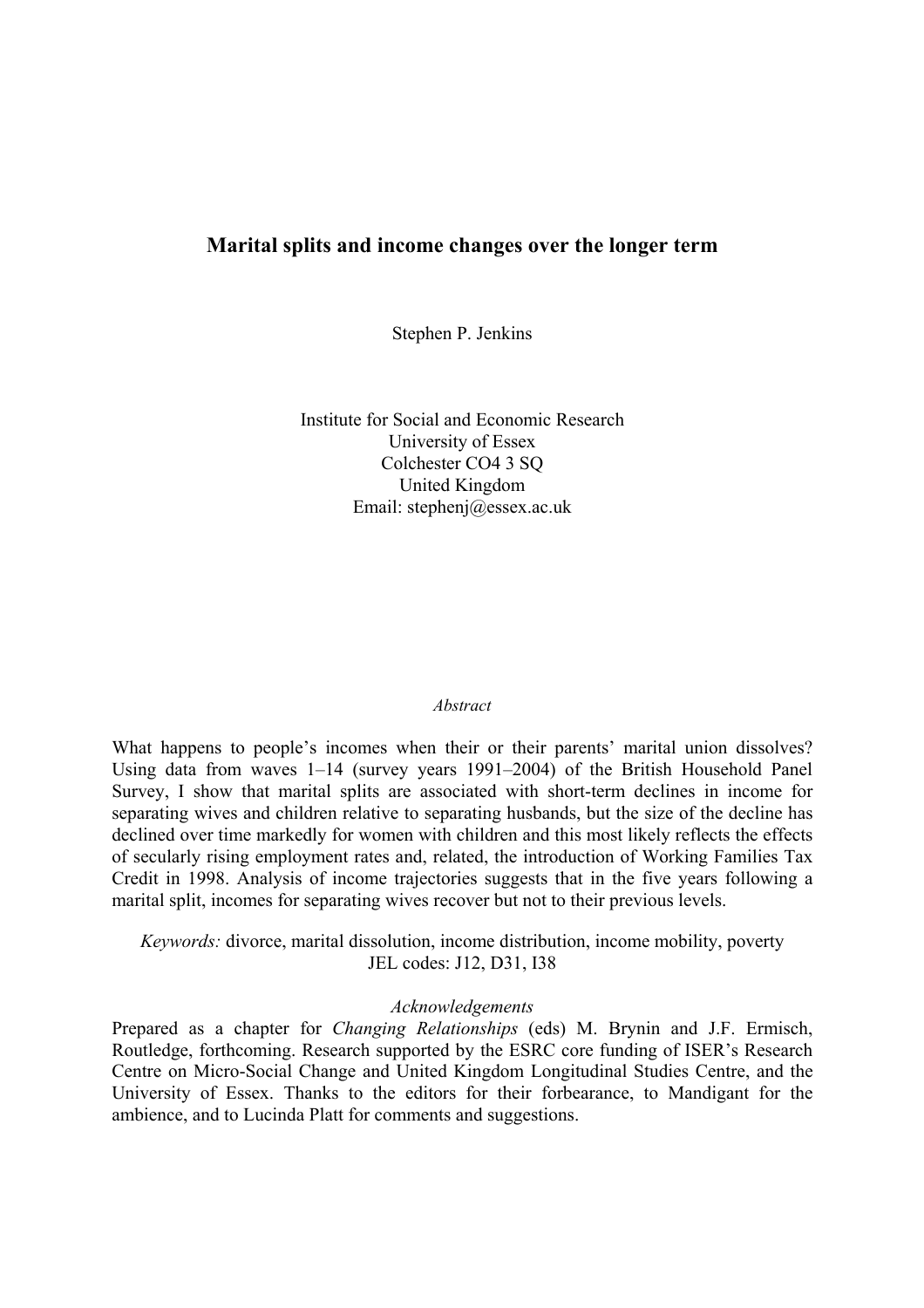# Marital splits and income changes over the longer term

Stephen P. Jenkins

Institute for Social and Economic Research
University of Essex
Colchester CO4 3 SQ
United Kingdom
Email: stephenj@essex.ac.uk

*Abstract*

What happens to people's incomes when their or their parents' marital union dissolves? Using data from waves 1–14 (survey years 1991–2004) of the British Household Panel Survey, I show that marital splits are associated with short-term declines in income for separating wives and children relative to separating husbands, but the size of the decline has declined over time markedly for women with children and this most likely reflects the effects of secularly rising employment rates and, related, the introduction of Working Families Tax Credit in 1998. Analysis of income trajectories suggests that in the five years following a marital split, incomes for separating wives recover but not to their previous levels.

*Keywords:* divorce, marital dissolution, income distribution, income mobility, poverty
JEL codes: J12, D31, I38

*Acknowledgements*

Prepared as a chapter for *Changing Relationships* (eds) M. Brynin and J.F. Ermisch, Routledge, forthcoming. Research supported by the ESRC core funding of ISER's Research Centre on Micro-Social Change and United Kingdom Longitudinal Studies Centre, and the University of Essex. Thanks to the editors for their forbearance, to Mandigant for the ambience, and to Lucinda Platt for comments and suggestions.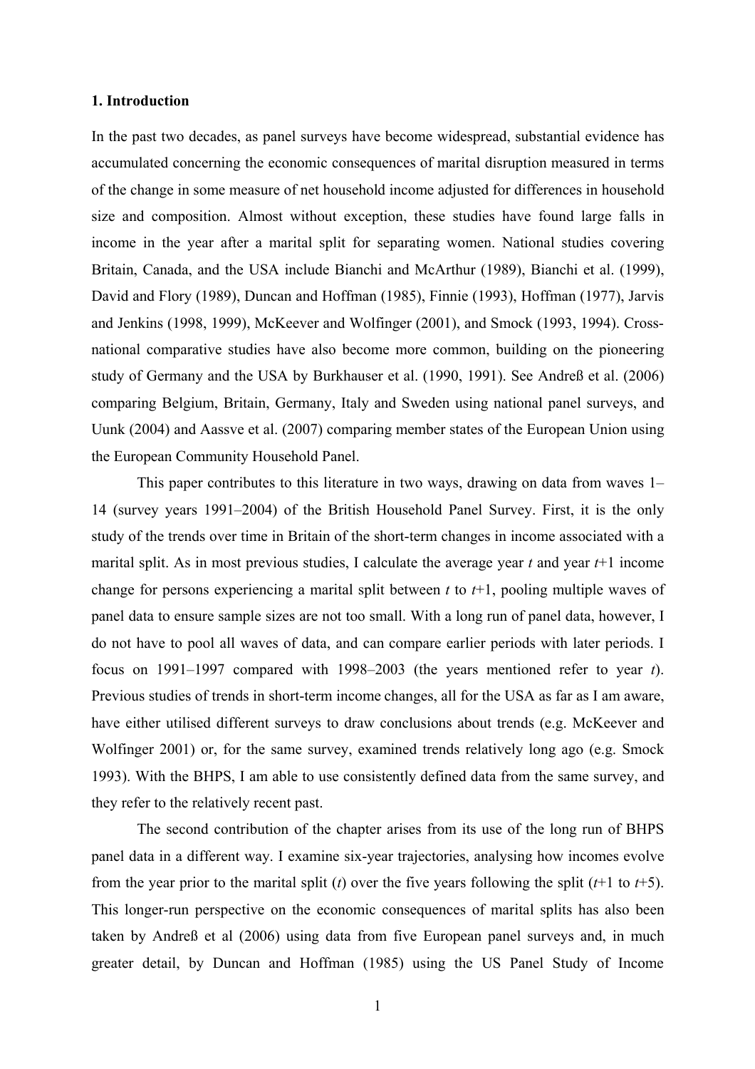## 1. Introduction

In the past two decades, as panel surveys have become widespread, substantial evidence has accumulated concerning the economic consequences of marital disruption measured in terms of the change in some measure of net household income adjusted for differences in household size and composition. Almost without exception, these studies have found large falls in income in the year after a marital split for separating women. National studies covering Britain, Canada, and the USA include Bianchi and McArthur (1989), Bianchi et al. (1999), David and Flory (1989), Duncan and Hoffman (1985), Finnie (1993), Hoffman (1977), Jarvis and Jenkins (1998, 1999), McKeever and Wolfinger (2001), and Smock (1993, 1994). Cross-national comparative studies have also become more common, building on the pioneering study of Germany and the USA by Burkhauser et al. (1990, 1991). See Andreß et al. (2006) comparing Belgium, Britain, Germany, Italy and Sweden using national panel surveys, and Uunk (2004) and Aassve et al. (2007) comparing member states of the European Union using the European Community Household Panel.

This paper contributes to this literature in two ways, drawing on data from waves 1–14 (survey years 1991–2004) of the British Household Panel Survey. First, it is the only study of the trends over time in Britain of the short-term changes in income associated with a marital split. As in most previous studies, I calculate the average year *t* and year *t*+1 income change for persons experiencing a marital split between *t* to *t*+1, pooling multiple waves of panel data to ensure sample sizes are not too small. With a long run of panel data, however, I do not have to pool all waves of data, and can compare earlier periods with later periods. I focus on 1991–1997 compared with 1998–2003 (the years mentioned refer to year *t*). Previous studies of trends in short-term income changes, all for the USA as far as I am aware, have either utilised different surveys to draw conclusions about trends (e.g. McKeever and Wolfinger 2001) or, for the same survey, examined trends relatively long ago (e.g. Smock 1993). With the BHPS, I am able to use consistently defined data from the same survey, and they refer to the relatively recent past.

The second contribution of the chapter arises from its use of the long run of BHPS panel data in a different way. I examine six-year trajectories, analysing how incomes evolve from the year prior to the marital split (*t*) over the five years following the split (*t*+1 to *t*+5). This longer-run perspective on the economic consequences of marital splits has also been taken by Andreß et al (2006) using data from five European panel surveys and, in much greater detail, by Duncan and Hoffman (1985) using the US Panel Study of Income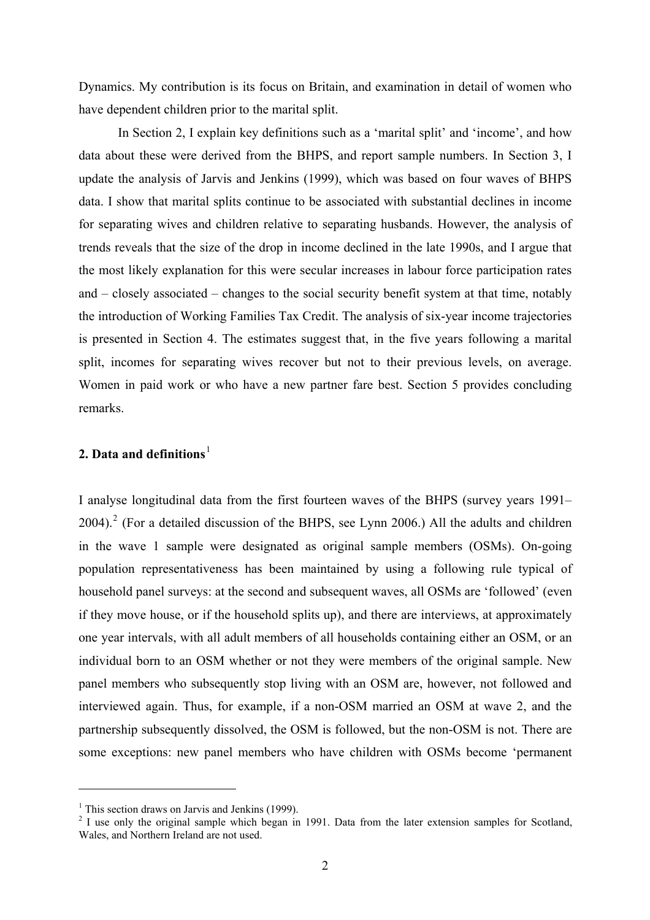Dynamics. My contribution is its focus on Britain, and examination in detail of women who have dependent children prior to the marital split.

In Section 2, I explain key definitions such as a 'marital split' and 'income', and how data about these were derived from the BHPS, and report sample numbers. In Section 3, I update the analysis of Jarvis and Jenkins (1999), which was based on four waves of BHPS data. I show that marital splits continue to be associated with substantial declines in income for separating wives and children relative to separating husbands. However, the analysis of trends reveals that the size of the drop in income declined in the late 1990s, and I argue that the most likely explanation for this were secular increases in labour force participation rates and – closely associated – changes to the social security benefit system at that time, notably the introduction of Working Families Tax Credit. The analysis of six-year income trajectories is presented in Section 4. The estimates suggest that, in the five years following a marital split, incomes for separating wives recover but not to their previous levels, on average. Women in paid work or who have a new partner fare best. Section 5 provides concluding remarks.

## 2. Data and definitions[1]

I analyse longitudinal data from the first fourteen waves of the BHPS (survey years 1991–2004).[2] (For a detailed discussion of the BHPS, see Lynn 2006.) All the adults and children in the wave 1 sample were designated as original sample members (OSMs). On-going population representativeness has been maintained by using a following rule typical of household panel surveys: at the second and subsequent waves, all OSMs are 'followed' (even if they move house, or if the household splits up), and there are interviews, at approximately one year intervals, with all adult members of all households containing either an OSM, or an individual born to an OSM whether or not they were members of the original sample. New panel members who subsequently stop living with an OSM are, however, not followed and interviewed again. Thus, for example, if a non-OSM married an OSM at wave 2, and the partnership subsequently dissolved, the OSM is followed, but the non-OSM is not. There are some exceptions: new panel members who have children with OSMs become 'permanent

[1] This section draws on Jarvis and Jenkins (1999).

[2] I use only the original sample which began in 1991. Data from the later extension samples for Scotland, Wales, and Northern Ireland are not used.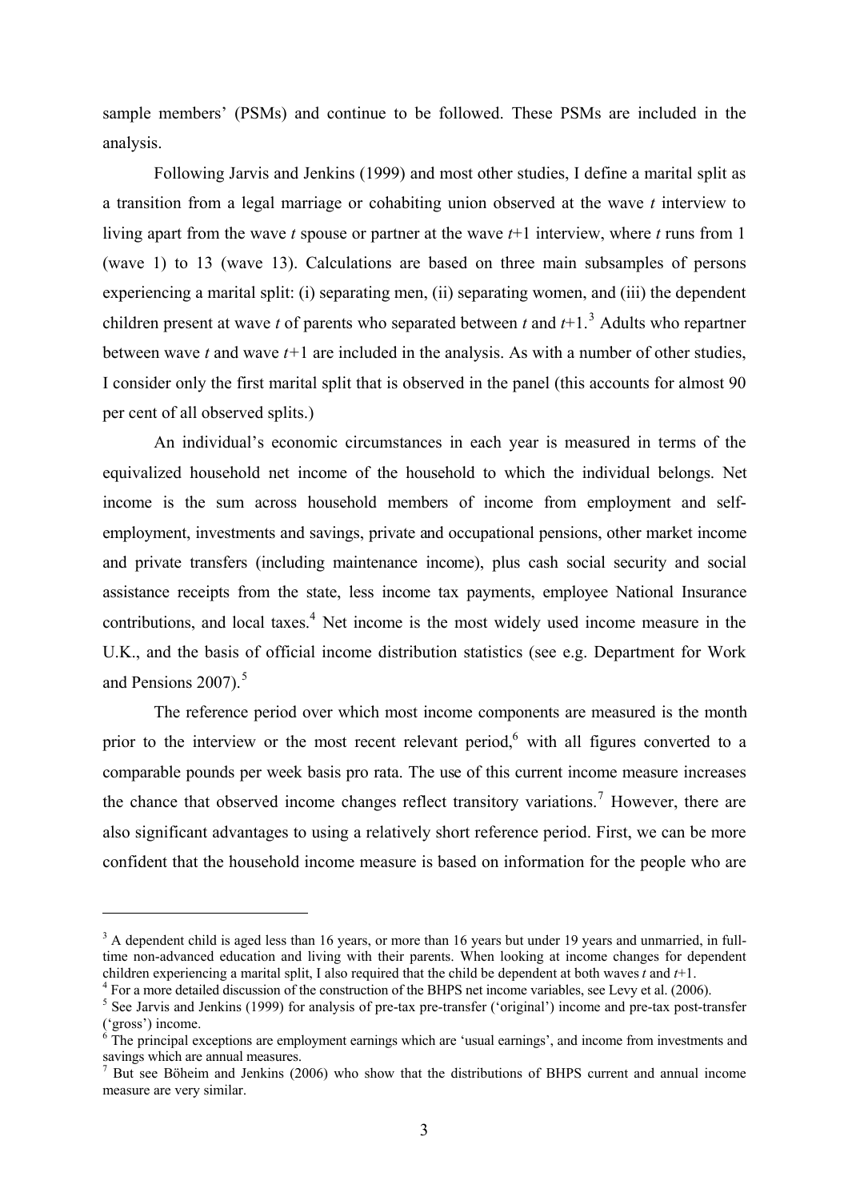sample members' (PSMs) and continue to be followed. These PSMs are included in the analysis.

Following Jarvis and Jenkins (1999) and most other studies, I define a marital split as a transition from a legal marriage or cohabiting union observed at the wave $t$ interview to living apart from the wave $t$ spouse or partner at the wave $t$+1 interview, where $t$ runs from 1 (wave 1) to 13 (wave 13). Calculations are based on three main subsamples of persons experiencing a marital split: (i) separating men, (ii) separating women, and (iii) the dependent children present at wave $t$ of parents who separated between $t$ and $t$+1.[3] Adults who repartner between wave $t$ and wave $t$+1 are included in the analysis. As with a number of other studies, I consider only the first marital split that is observed in the panel (this accounts for almost 90 per cent of all observed splits.)

An individual's economic circumstances in each year is measured in terms of the equivalized household net income of the household to which the individual belongs. Net income is the sum across household members of income from employment and self-employment, investments and savings, private and occupational pensions, other market income and private transfers (including maintenance income), plus cash social security and social assistance receipts from the state, less income tax payments, employee National Insurance contributions, and local taxes.[4] Net income is the most widely used income measure in the U.K., and the basis of official income distribution statistics (see e.g. Department for Work and Pensions 2007).[5]

The reference period over which most income components are measured is the month prior to the interview or the most recent relevant period,[6] with all figures converted to a comparable pounds per week basis pro rata. The use of this current income measure increases the chance that observed income changes reflect transitory variations.[7] However, there are also significant advantages to using a relatively short reference period. First, we can be more confident that the household income measure is based on information for the people who are

---

[3] A dependent child is aged less than 16 years, or more than 16 years but under 19 years and unmarried, in full-time non-advanced education and living with their parents. When looking at income changes for dependent children experiencing a marital split, I also required that the child be dependent at both waves $t$ and $t$+1.

[4] For a more detailed discussion of the construction of the BHPS net income variables, see Levy et al. (2006).

[5] See Jarvis and Jenkins (1999) for analysis of pre-tax pre-transfer ('original') income and pre-tax post-transfer ('gross') income.

[6] The principal exceptions are employment earnings which are 'usual earnings', and income from investments and savings which are annual measures.

[7] But see Böheim and Jenkins (2006) who show that the distributions of BHPS current and annual income measure are very similar.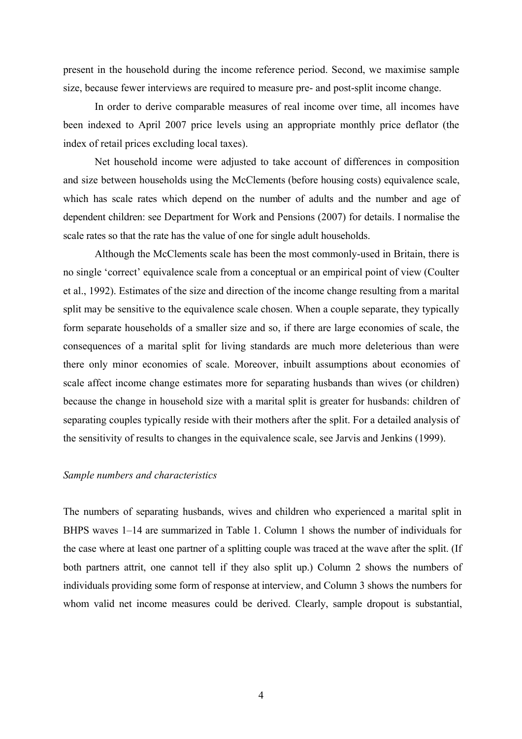present in the household during the income reference period. Second, we maximise sample size, because fewer interviews are required to measure pre- and post-split income change.

In order to derive comparable measures of real income over time, all incomes have been indexed to April 2007 price levels using an appropriate monthly price deflator (the index of retail prices excluding local taxes).

Net household income were adjusted to take account of differences in composition and size between households using the McClements (before housing costs) equivalence scale, which has scale rates which depend on the number of adults and the number and age of dependent children: see Department for Work and Pensions (2007) for details. I normalise the scale rates so that the rate has the value of one for single adult households.

Although the McClements scale has been the most commonly-used in Britain, there is no single 'correct' equivalence scale from a conceptual or an empirical point of view (Coulter et al., 1992). Estimates of the size and direction of the income change resulting from a marital split may be sensitive to the equivalence scale chosen. When a couple separate, they typically form separate households of a smaller size and so, if there are large economies of scale, the consequences of a marital split for living standards are much more deleterious than were there only minor economies of scale. Moreover, inbuilt assumptions about economies of scale affect income change estimates more for separating husbands than wives (or children) because the change in household size with a marital split is greater for husbands: children of separating couples typically reside with their mothers after the split. For a detailed analysis of the sensitivity of results to changes in the equivalence scale, see Jarvis and Jenkins (1999).

*Sample numbers and characteristics*

The numbers of separating husbands, wives and children who experienced a marital split in BHPS waves 1–14 are summarized in Table 1. Column 1 shows the number of individuals for the case where at least one partner of a splitting couple was traced at the wave after the split. (If both partners attrit, one cannot tell if they also split up.) Column 2 shows the numbers of individuals providing some form of response at interview, and Column 3 shows the numbers for whom valid net income measures could be derived. Clearly, sample dropout is substantial,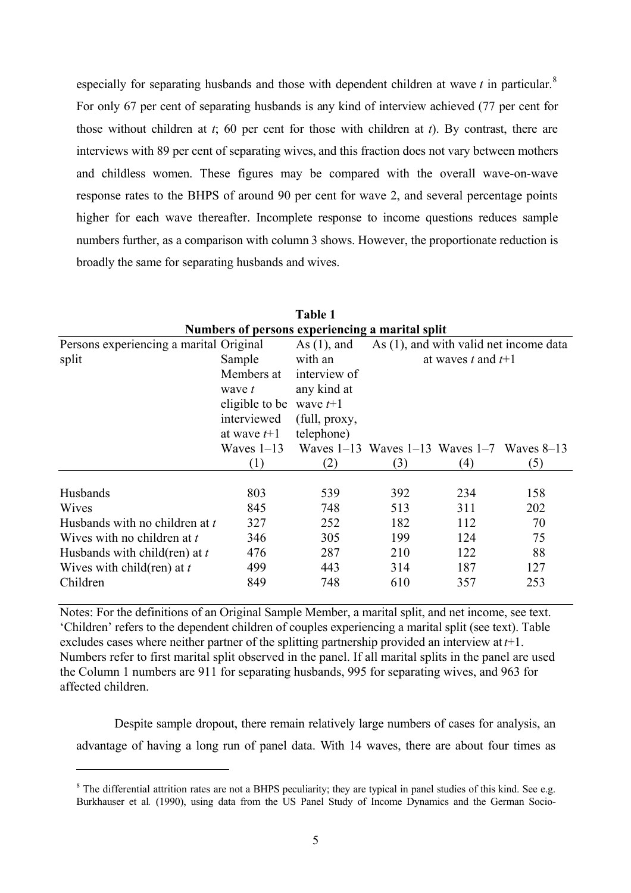especially for separating husbands and those with dependent children at wave $t$ in particular.[8] For only 67 per cent of separating husbands is any kind of interview achieved (77 per cent for those without children at $t$; 60 per cent for those with children at $t$). By contrast, there are interviews with 89 per cent of separating wives, and this fraction does not vary between mothers and childless women. These figures may be compared with the overall wave-on-wave response rates to the BHPS of around 90 per cent for wave 2, and several percentage points higher for each wave thereafter. Incomplete response to income questions reduces sample numbers further, as a comparison with column 3 shows. However, the proportionate reduction is broadly the same for separating husbands and wives.

**Table 1**
**Numbers of persons experiencing a marital split**

| Persons experiencing a marital split | Original Sample Members at wave $t$ eligible to be interviewed at wave $t$+1 | As (1), and with an interview of any kind at wave $t$+1 (full, proxy, telephone) | As (1), and with valid net income data at waves $t$ and $t$+1 | | |
|---|---|---|---|---|---|
| | Waves 1–13 | Waves 1–13 | Waves 1–13 | Waves 1–7 | Waves 8–13 |
| | (1) | (2) | (3) | (4) | (5) |
| Husbands | 803 | 539 | 392 | 234 | 158 |
| Wives | 845 | 748 | 513 | 311 | 202 |
| Husbands with no children at $t$ | 327 | 252 | 182 | 112 | 70 |
| Wives with no children at $t$ | 346 | 305 | 199 | 124 | 75 |
| Husbands with child(ren) at $t$ | 476 | 287 | 210 | 122 | 88 |
| Wives with child(ren) at $t$ | 499 | 443 | 314 | 187 | 127 |
| Children | 849 | 748 | 610 | 357 | 253 |

Notes: For the definitions of an Original Sample Member, a marital split, and net income, see text. 'Children' refers to the dependent children of couples experiencing a marital split (see text). Table excludes cases where neither partner of the splitting partnership provided an interview at $t$+1. Numbers refer to first marital split observed in the panel. If all marital splits in the panel are used the Column 1 numbers are 911 for separating husbands, 995 for separating wives, and 963 for affected children.

Despite sample dropout, there remain relatively large numbers of cases for analysis, an advantage of having a long run of panel data. With 14 waves, there are about four times as

[8] The differential attrition rates are not a BHPS peculiarity; they are typical in panel studies of this kind. See e.g. Burkhauser et al. (1990), using data from the US Panel Study of Income Dynamics and the German Socio-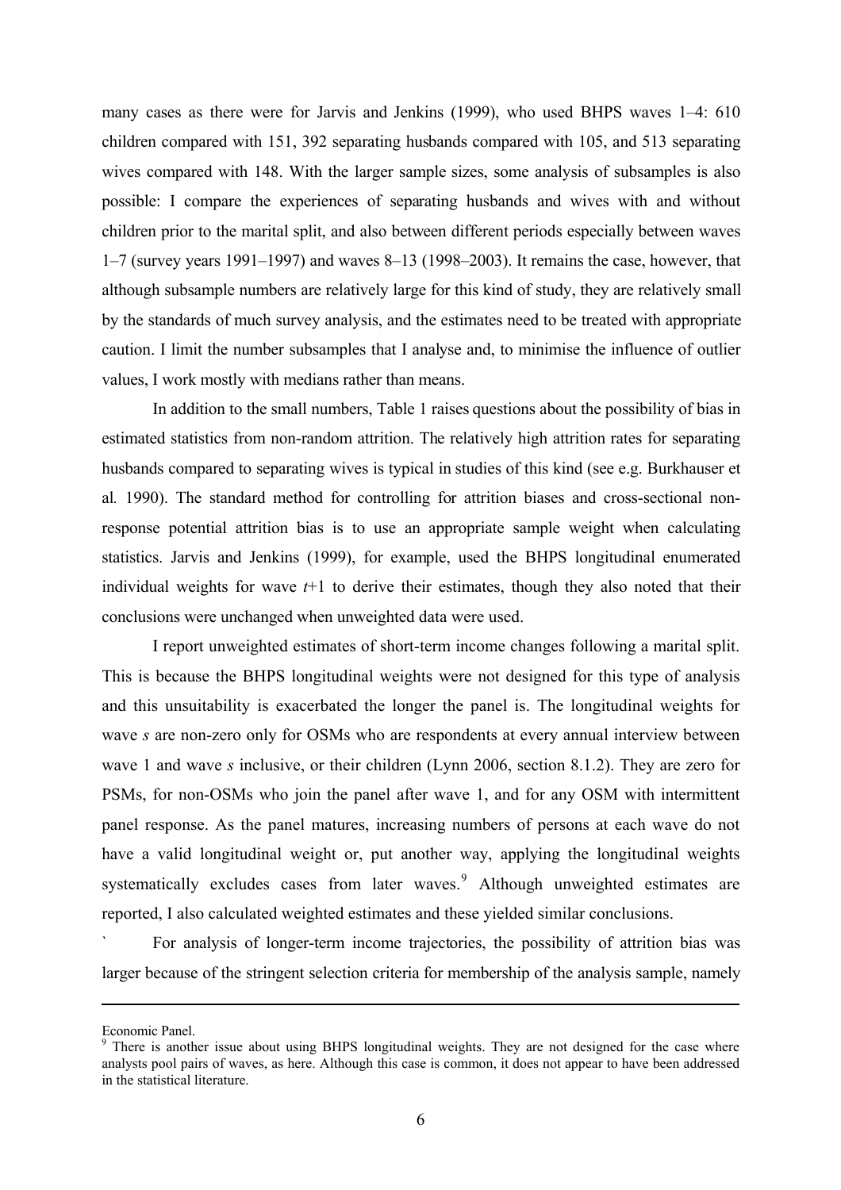many cases as there were for Jarvis and Jenkins (1999), who used BHPS waves 1–4: 610 children compared with 151, 392 separating husbands compared with 105, and 513 separating wives compared with 148. With the larger sample sizes, some analysis of subsamples is also possible: I compare the experiences of separating husbands and wives with and without children prior to the marital split, and also between different periods especially between waves 1–7 (survey years 1991–1997) and waves 8–13 (1998–2003). It remains the case, however, that although subsample numbers are relatively large for this kind of study, they are relatively small by the standards of much survey analysis, and the estimates need to be treated with appropriate caution. I limit the number subsamples that I analyse and, to minimise the influence of outlier values, I work mostly with medians rather than means.

In addition to the small numbers, Table 1 raises questions about the possibility of bias in estimated statistics from non-random attrition. The relatively high attrition rates for separating husbands compared to separating wives is typical in studies of this kind (see e.g. Burkhauser et al*.* 1990). The standard method for controlling for attrition biases and cross-sectional non-response potential attrition bias is to use an appropriate sample weight when calculating statistics. Jarvis and Jenkins (1999), for example, used the BHPS longitudinal enumerated individual weights for wave *t*+1 to derive their estimates, though they also noted that their conclusions were unchanged when unweighted data were used.

I report unweighted estimates of short-term income changes following a marital split. This is because the BHPS longitudinal weights were not designed for this type of analysis and this unsuitability is exacerbated the longer the panel is. The longitudinal weights for wave *s* are non-zero only for OSMs who are respondents at every annual interview between wave 1 and wave *s* inclusive, or their children (Lynn 2006, section 8.1.2). They are zero for PSMs, for non-OSMs who join the panel after wave 1, and for any OSM with intermittent panel response. As the panel matures, increasing numbers of persons at each wave do not have a valid longitudinal weight or, put another way, applying the longitudinal weights systematically excludes cases from later waves.[9] Although unweighted estimates are reported, I also calculated weighted estimates and these yielded similar conclusions.

` For analysis of longer-term income trajectories, the possibility of attrition bias was larger because of the stringent selection criteria for membership of the analysis sample, namely

---

Economic Panel.

[9] There is another issue about using BHPS longitudinal weights. They are not designed for the case where analysts pool pairs of waves, as here. Although this case is common, it does not appear to have been addressed in the statistical literature.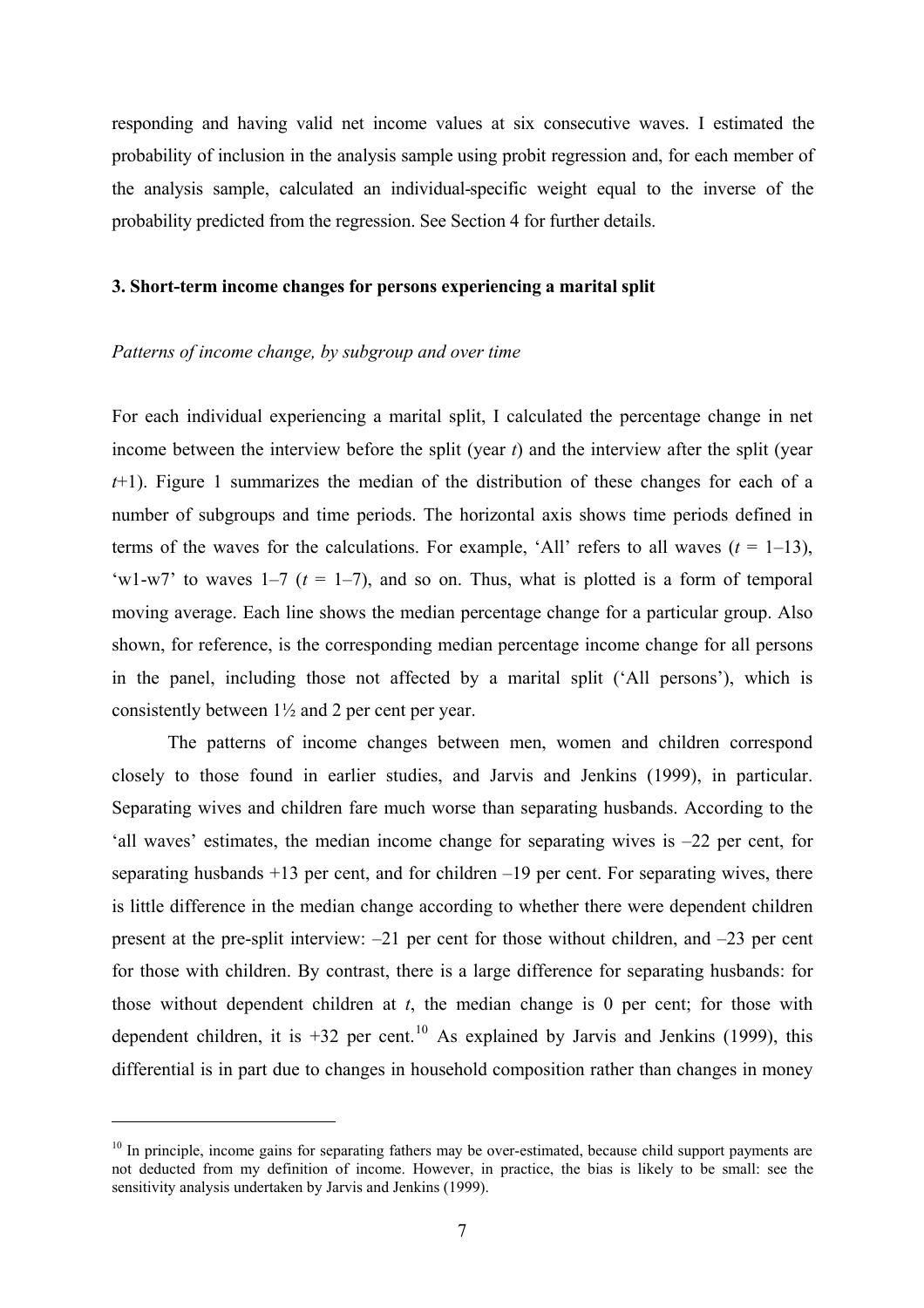responding and having valid net income values at six consecutive waves. I estimated the probability of inclusion in the analysis sample using probit regression and, for each member of the analysis sample, calculated an individual-specific weight equal to the inverse of the probability predicted from the regression. See Section 4 for further details.

## 3. Short-term income changes for persons experiencing a marital split

### *Patterns of income change, by subgroup and over time*

For each individual experiencing a marital split, I calculated the percentage change in net income between the interview before the split (year $t$) and the interview after the split (year $t$+1). Figure 1 summarizes the median of the distribution of these changes for each of a number of subgroups and time periods. The horizontal axis shows time periods defined in terms of the waves for the calculations. For example, 'All' refers to all waves ($t$ = 1–13), 'w1-w7' to waves 1–7 ($t$ = 1–7), and so on. Thus, what is plotted is a form of temporal moving average. Each line shows the median percentage change for a particular group. Also shown, for reference, is the corresponding median percentage income change for all persons in the panel, including those not affected by a marital split ('All persons'), which is consistently between 1½ and 2 per cent per year.

The patterns of income changes between men, women and children correspond closely to those found in earlier studies, and Jarvis and Jenkins (1999), in particular. Separating wives and children fare much worse than separating husbands. According to the 'all waves' estimates, the median income change for separating wives is –22 per cent, for separating husbands +13 per cent, and for children –19 per cent. For separating wives, there is little difference in the median change according to whether there were dependent children present at the pre-split interview: –21 per cent for those without children, and –23 per cent for those with children. By contrast, there is a large difference for separating husbands: for those without dependent children at $t$, the median change is 0 per cent; for those with dependent children, it is +32 per cent.[10] As explained by Jarvis and Jenkins (1999), this differential is in part due to changes in household composition rather than changes in money

---

[10] In principle, income gains for separating fathers may be over-estimated, because child support payments are not deducted from my definition of income. However, in practice, the bias is likely to be small: see the sensitivity analysis undertaken by Jarvis and Jenkins (1999).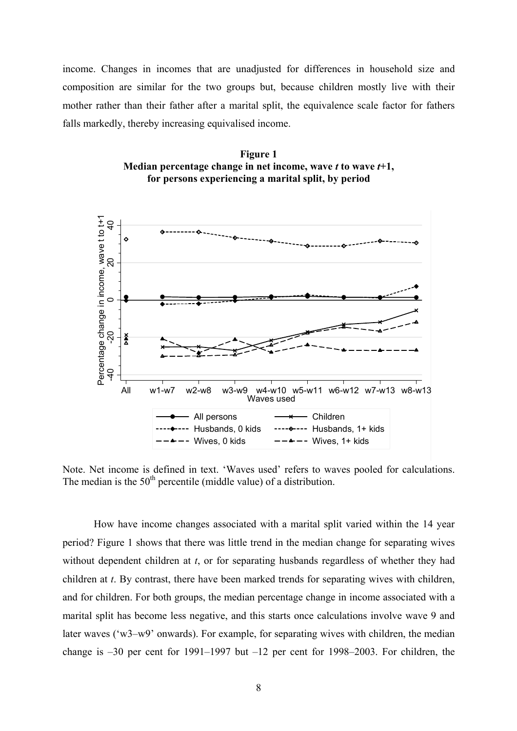income. Changes in incomes that are unadjusted for differences in household size and composition are similar for the two groups but, because children mostly live with their mother rather than their father after a marital split, the equivalence scale factor for fathers falls markedly, thereby increasing equivalised income.

**Figure 1**
**Median percentage change in net income, wave *t* to wave *t*+1, for persons experiencing a marital split, by period**

Note. Net income is defined in text. 'Waves used' refers to waves pooled for calculations. The median is the 50th percentile (middle value) of a distribution.

How have income changes associated with a marital split varied within the 14 year period? Figure 1 shows that there was little trend in the median change for separating wives without dependent children at *t*, or for separating husbands regardless of whether they had children at *t*. By contrast, there have been marked trends for separating wives with children, and for children. For both groups, the median percentage change in income associated with a marital split has become less negative, and this starts once calculations involve wave 9 and later waves ('w3–w9' onwards). For example, for separating wives with children, the median change is –30 per cent for 1991–1997 but –12 per cent for 1998–2003. For children, the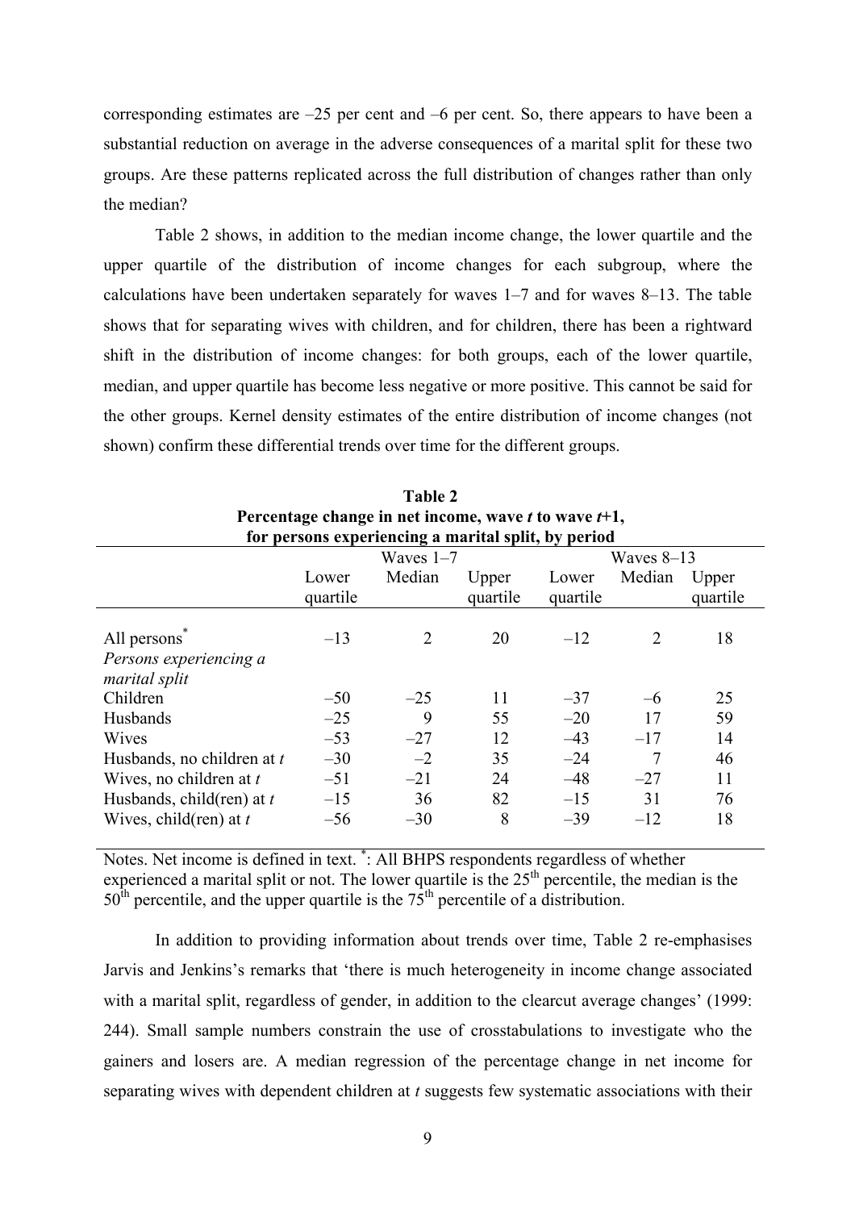corresponding estimates are –25 per cent and –6 per cent. So, there appears to have been a substantial reduction on average in the adverse consequences of a marital split for these two groups. Are these patterns replicated across the full distribution of changes rather than only the median?

Table 2 shows, in addition to the median income change, the lower quartile and the upper quartile of the distribution of income changes for each subgroup, where the calculations have been undertaken separately for waves 1–7 and for waves 8–13. The table shows that for separating wives with children, and for children, there has been a rightward shift in the distribution of income changes: for both groups, each of the lower quartile, median, and upper quartile has become less negative or more positive. This cannot be said for the other groups. Kernel density estimates of the entire distribution of income changes (not shown) confirm these differential trends over time for the different groups.

**Table 2**
**Percentage change in net income, wave *t* to wave *t*+1, for persons experiencing a marital split, by period**

| | Waves 1–7 | | | Waves 8–13 | | |
|---|---|---|---|---|---|---|
| | Lower quartile | Median | Upper quartile | Lower quartile | Median | Upper quartile |
| All persons* | –13 | 2 | 20 | –12 | 2 | 18 |
| *Persons experiencing a marital split* | | | | | | |
| Children | –50 | –25 | 11 | –37 | –6 | 25 |
| Husbands | –25 | 9 | 55 | –20 | 17 | 59 |
| Wives | –53 | –27 | 12 | –43 | –17 | 14 |
| Husbands, no children at *t* | –30 | –2 | 35 | –24 | 7 | 46 |
| Wives, no children at *t* | –51 | –21 | 24 | –48 | –27 | 11 |
| Husbands, child(ren) at *t* | –15 | 36 | 82 | –15 | 31 | 76 |
| Wives, child(ren) at *t* | –56 | –30 | 8 | –39 | –12 | 18 |

Notes. Net income is defined in text. *: All BHPS respondents regardless of whether experienced a marital split or not. The lower quartile is the 25th percentile, the median is the 50th percentile, and the upper quartile is the 75th percentile of a distribution.

In addition to providing information about trends over time, Table 2 re-emphasises Jarvis and Jenkins's remarks that 'there is much heterogeneity in income change associated with a marital split, regardless of gender, in addition to the clearcut average changes' (1999: 244). Small sample numbers constrain the use of crosstabulations to investigate who the gainers and losers are. A median regression of the percentage change in net income for separating wives with dependent children at *t* suggests few systematic associations with their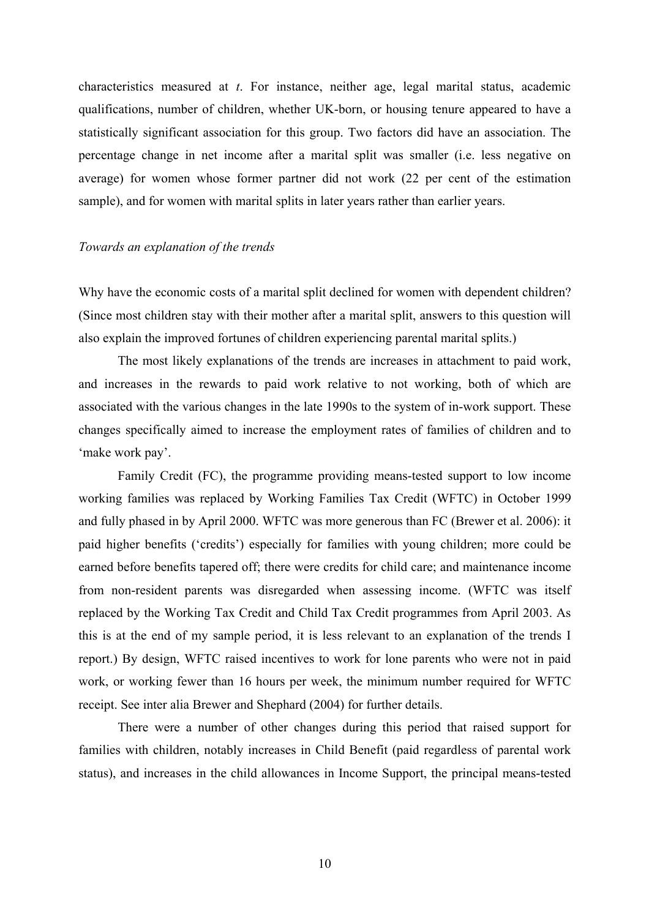characteristics measured at *t*. For instance, neither age, legal marital status, academic qualifications, number of children, whether UK-born, or housing tenure appeared to have a statistically significant association for this group. Two factors did have an association. The percentage change in net income after a marital split was smaller (i.e. less negative on average) for women whose former partner did not work (22 per cent of the estimation sample), and for women with marital splits in later years rather than earlier years.

*Towards an explanation of the trends*

Why have the economic costs of a marital split declined for women with dependent children? (Since most children stay with their mother after a marital split, answers to this question will also explain the improved fortunes of children experiencing parental marital splits.)

The most likely explanations of the trends are increases in attachment to paid work, and increases in the rewards to paid work relative to not working, both of which are associated with the various changes in the late 1990s to the system of in-work support. These changes specifically aimed to increase the employment rates of families of children and to 'make work pay'.

Family Credit (FC), the programme providing means-tested support to low income working families was replaced by Working Families Tax Credit (WFTC) in October 1999 and fully phased in by April 2000. WFTC was more generous than FC (Brewer et al. 2006): it paid higher benefits ('credits') especially for families with young children; more could be earned before benefits tapered off; there were credits for child care; and maintenance income from non-resident parents was disregarded when assessing income. (WFTC was itself replaced by the Working Tax Credit and Child Tax Credit programmes from April 2003. As this is at the end of my sample period, it is less relevant to an explanation of the trends I report.) By design, WFTC raised incentives to work for lone parents who were not in paid work, or working fewer than 16 hours per week, the minimum number required for WFTC receipt. See inter alia Brewer and Shephard (2004) for further details.

There were a number of other changes during this period that raised support for families with children, notably increases in Child Benefit (paid regardless of parental work status), and increases in the child allowances in Income Support, the principal means-tested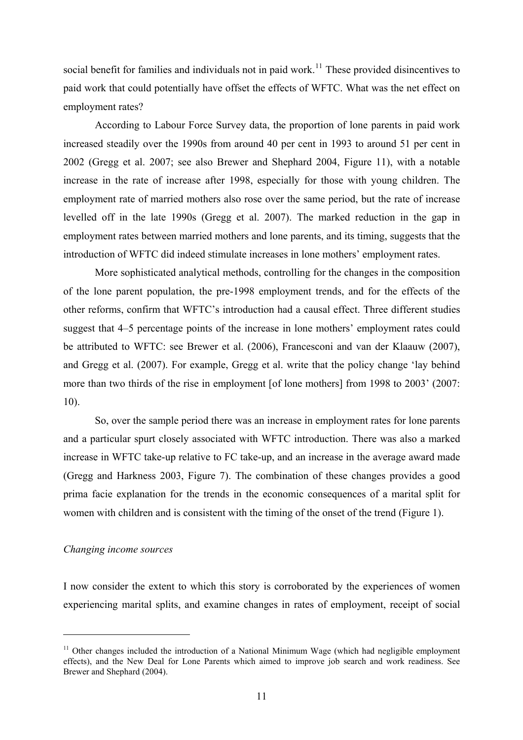social benefit for families and individuals not in paid work.[11] These provided disincentives to paid work that could potentially have offset the effects of WFTC. What was the net effect on employment rates?

According to Labour Force Survey data, the proportion of lone parents in paid work increased steadily over the 1990s from around 40 per cent in 1993 to around 51 per cent in 2002 (Gregg et al. 2007; see also Brewer and Shephard 2004, Figure 11), with a notable increase in the rate of increase after 1998, especially for those with young children. The employment rate of married mothers also rose over the same period, but the rate of increase levelled off in the late 1990s (Gregg et al. 2007). The marked reduction in the gap in employment rates between married mothers and lone parents, and its timing, suggests that the introduction of WFTC did indeed stimulate increases in lone mothers' employment rates.

More sophisticated analytical methods, controlling for the changes in the composition of the lone parent population, the pre-1998 employment trends, and for the effects of the other reforms, confirm that WFTC's introduction had a causal effect. Three different studies suggest that 4–5 percentage points of the increase in lone mothers' employment rates could be attributed to WFTC: see Brewer et al. (2006), Francesconi and van der Klaauw (2007), and Gregg et al. (2007). For example, Gregg et al. write that the policy change 'lay behind more than two thirds of the rise in employment [of lone mothers] from 1998 to 2003' (2007: 10).

So, over the sample period there was an increase in employment rates for lone parents and a particular spurt closely associated with WFTC introduction. There was also a marked increase in WFTC take-up relative to FC take-up, and an increase in the average award made (Gregg and Harkness 2003, Figure 7). The combination of these changes provides a good prima facie explanation for the trends in the economic consequences of a marital split for women with children and is consistent with the timing of the onset of the trend (Figure 1).

*Changing income sources*

I now consider the extent to which this story is corroborated by the experiences of women experiencing marital splits, and examine changes in rates of employment, receipt of social

[11] Other changes included the introduction of a National Minimum Wage (which had negligible employment effects), and the New Deal for Lone Parents which aimed to improve job search and work readiness. See Brewer and Shephard (2004).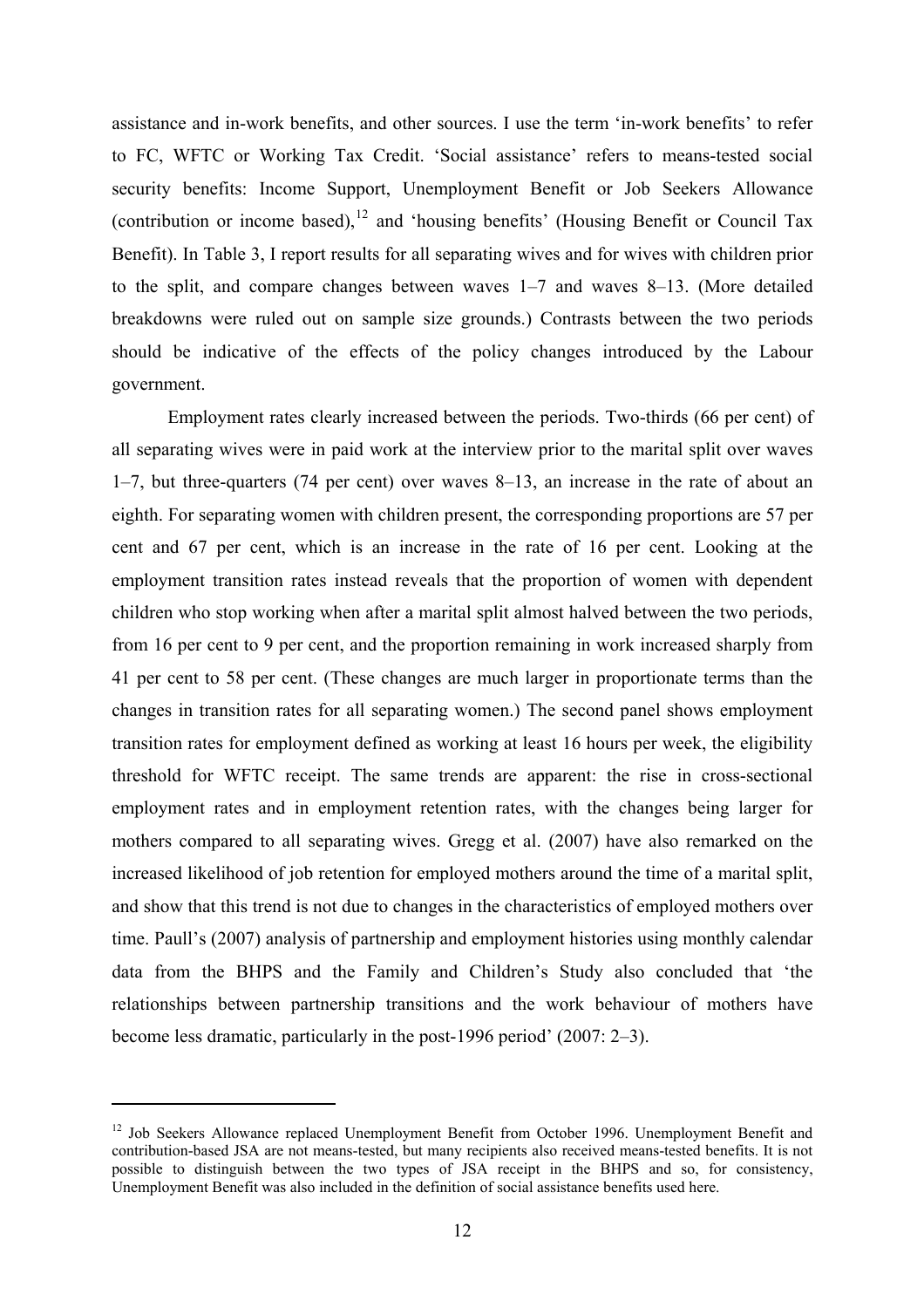assistance and in-work benefits, and other sources. I use the term 'in-work benefits' to refer to FC, WFTC or Working Tax Credit. 'Social assistance' refers to means-tested social security benefits: Income Support, Unemployment Benefit or Job Seekers Allowance (contribution or income based),[12] and 'housing benefits' (Housing Benefit or Council Tax Benefit). In Table 3, I report results for all separating wives and for wives with children prior to the split, and compare changes between waves 1–7 and waves 8–13. (More detailed breakdowns were ruled out on sample size grounds.) Contrasts between the two periods should be indicative of the effects of the policy changes introduced by the Labour government.

Employment rates clearly increased between the periods. Two-thirds (66 per cent) of all separating wives were in paid work at the interview prior to the marital split over waves 1–7, but three-quarters (74 per cent) over waves 8–13, an increase in the rate of about an eighth. For separating women with children present, the corresponding proportions are 57 per cent and 67 per cent, which is an increase in the rate of 16 per cent. Looking at the employment transition rates instead reveals that the proportion of women with dependent children who stop working when after a marital split almost halved between the two periods, from 16 per cent to 9 per cent, and the proportion remaining in work increased sharply from 41 per cent to 58 per cent. (These changes are much larger in proportionate terms than the changes in transition rates for all separating women.) The second panel shows employment transition rates for employment defined as working at least 16 hours per week, the eligibility threshold for WFTC receipt. The same trends are apparent: the rise in cross-sectional employment rates and in employment retention rates, with the changes being larger for mothers compared to all separating wives. Gregg et al. (2007) have also remarked on the increased likelihood of job retention for employed mothers around the time of a marital split, and show that this trend is not due to changes in the characteristics of employed mothers over time. Paull's (2007) analysis of partnership and employment histories using monthly calendar data from the BHPS and the Family and Children's Study also concluded that 'the relationships between partnership transitions and the work behaviour of mothers have become less dramatic, particularly in the post-1996 period' (2007: 2–3).

---

[12] Job Seekers Allowance replaced Unemployment Benefit from October 1996. Unemployment Benefit and contribution-based JSA are not means-tested, but many recipients also received means-tested benefits. It is not possible to distinguish between the two types of JSA receipt in the BHPS and so, for consistency, Unemployment Benefit was also included in the definition of social assistance benefits used here.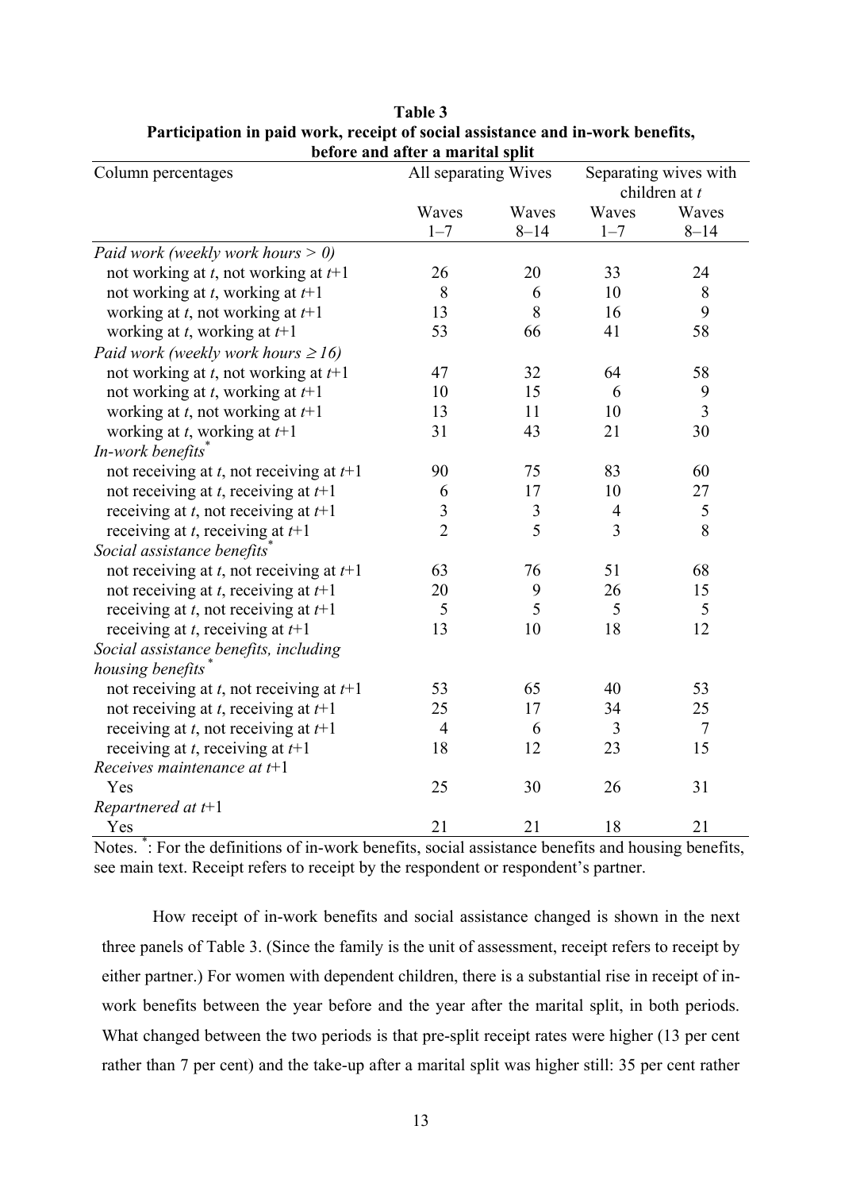**Table 3**
**Participation in paid work, receipt of social assistance and in-work benefits, before and after a marital split**

| Column percentages | All separating Wives | | Separating wives with children at *t* | |
|---|---|---|---|---|
| | Waves 1–7 | Waves 8–14 | Waves 1–7 | Waves 8–14 |
| *Paid work (weekly work hours > 0)* | | | | |
| not working at *t*, not working at *t*+1 | 26 | 20 | 33 | 24 |
| not working at *t*, working at *t*+1 | 8 | 6 | 10 | 8 |
| working at *t*, not working at *t*+1 | 13 | 8 | 16 | 9 |
| working at *t*, working at *t*+1 | 53 | 66 | 41 | 58 |
| *Paid work (weekly work hours ≥ 16)* | | | | |
| not working at *t*, not working at *t*+1 | 47 | 32 | 64 | 58 |
| not working at *t*, working at *t*+1 | 10 | 15 | 6 | 9 |
| working at *t*, not working at *t*+1 | 13 | 11 | 10 | 3 |
| working at *t*, working at *t*+1 | 31 | 43 | 21 | 30 |
| *In-work benefits*\* | | | | |
| not receiving at *t*, not receiving at *t*+1 | 90 | 75 | 83 | 60 |
| not receiving at *t*, receiving at *t*+1 | 6 | 17 | 10 | 27 |
| receiving at *t*, not receiving at *t*+1 | 3 | 3 | 4 | 5 |
| receiving at *t*, receiving at *t*+1 | 2 | 5 | 3 | 8 |
| *Social assistance benefits*\* | | | | |
| not receiving at *t*, not receiving at *t*+1 | 63 | 76 | 51 | 68 |
| not receiving at *t*, receiving at *t*+1 | 20 | 9 | 26 | 15 |
| receiving at *t*, not receiving at *t*+1 | 5 | 5 | 5 | 5 |
| receiving at *t*, receiving at *t*+1 | 13 | 10 | 18 | 12 |
| *Social assistance benefits, including housing benefits*\* | | | | |
| not receiving at *t*, not receiving at *t*+1 | 53 | 65 | 40 | 53 |
| not receiving at *t*, receiving at *t*+1 | 25 | 17 | 34 | 25 |
| receiving at *t*, not receiving at *t*+1 | 4 | 6 | 3 | 7 |
| receiving at *t*, receiving at *t*+1 | 18 | 12 | 23 | 15 |
| *Receives maintenance at t+1* | | | | |
| Yes | 25 | 30 | 26 | 31 |
| *Repartnered at t+1* | | | | |
| Yes | 21 | 21 | 18 | 21 |

Notes. \*: For the definitions of in-work benefits, social assistance benefits and housing benefits, see main text. Receipt refers to receipt by the respondent or respondent's partner.

How receipt of in-work benefits and social assistance changed is shown in the next three panels of Table 3. (Since the family is the unit of assessment, receipt refers to receipt by either partner.) For women with dependent children, there is a substantial rise in receipt of in-work benefits between the year before and the year after the marital split, in both periods. What changed between the two periods is that pre-split receipt rates were higher (13 per cent rather than 7 per cent) and the take-up after a marital split was higher still: 35 per cent rather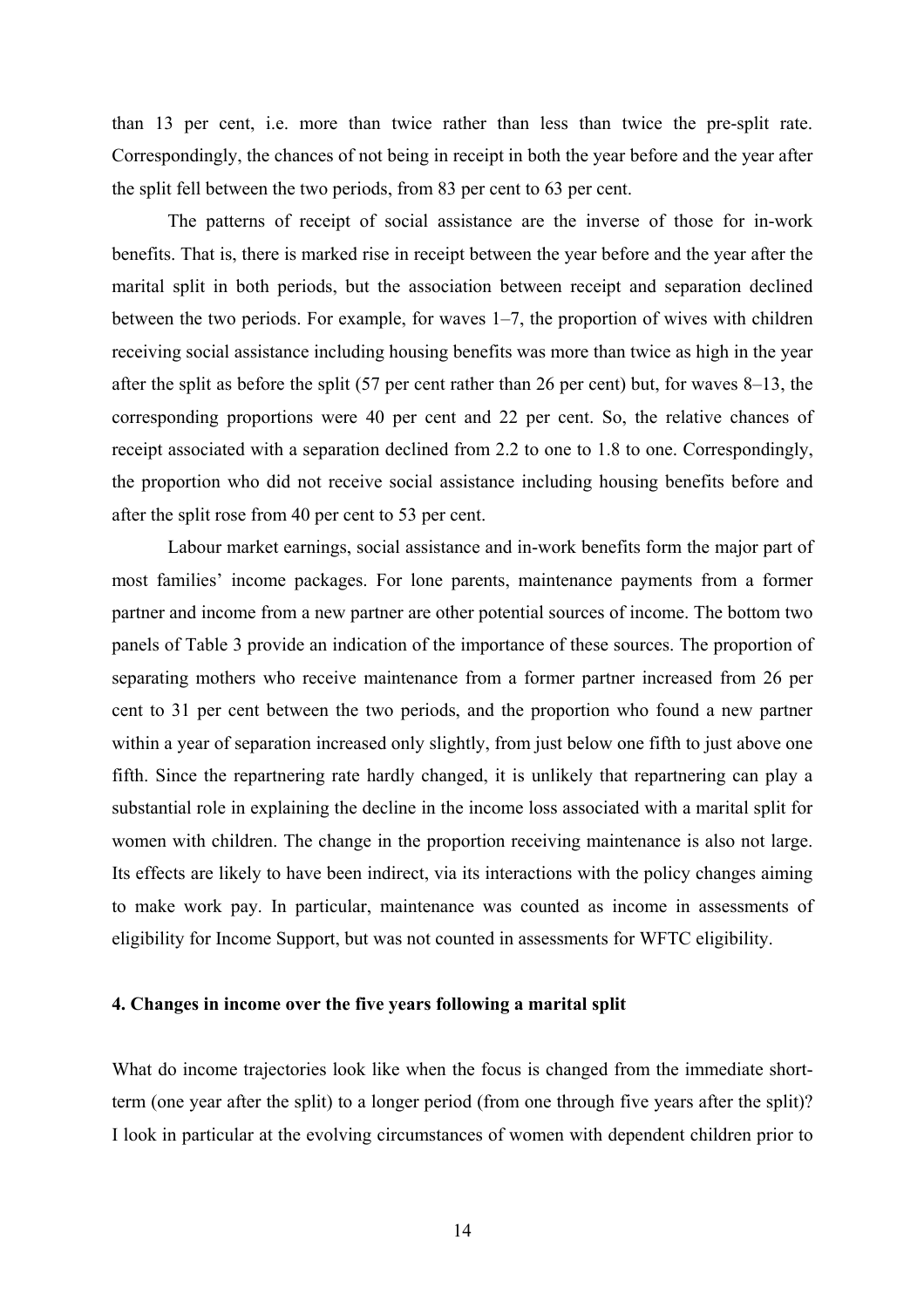than 13 per cent, i.e. more than twice rather than less than twice the pre-split rate. Correspondingly, the chances of not being in receipt in both the year before and the year after the split fell between the two periods, from 83 per cent to 63 per cent.

The patterns of receipt of social assistance are the inverse of those for in-work benefits. That is, there is marked rise in receipt between the year before and the year after the marital split in both periods, but the association between receipt and separation declined between the two periods. For example, for waves 1–7, the proportion of wives with children receiving social assistance including housing benefits was more than twice as high in the year after the split as before the split (57 per cent rather than 26 per cent) but, for waves 8–13, the corresponding proportions were 40 per cent and 22 per cent. So, the relative chances of receipt associated with a separation declined from 2.2 to one to 1.8 to one. Correspondingly, the proportion who did not receive social assistance including housing benefits before and after the split rose from 40 per cent to 53 per cent.

Labour market earnings, social assistance and in-work benefits form the major part of most families' income packages. For lone parents, maintenance payments from a former partner and income from a new partner are other potential sources of income. The bottom two panels of Table 3 provide an indication of the importance of these sources. The proportion of separating mothers who receive maintenance from a former partner increased from 26 per cent to 31 per cent between the two periods, and the proportion who found a new partner within a year of separation increased only slightly, from just below one fifth to just above one fifth. Since the repartnering rate hardly changed, it is unlikely that repartnering can play a substantial role in explaining the decline in the income loss associated with a marital split for women with children. The change in the proportion receiving maintenance is also not large. Its effects are likely to have been indirect, via its interactions with the policy changes aiming to make work pay. In particular, maintenance was counted as income in assessments of eligibility for Income Support, but was not counted in assessments for WFTC eligibility.

## 4. Changes in income over the five years following a marital split

What do income trajectories look like when the focus is changed from the immediate short-term (one year after the split) to a longer period (from one through five years after the split)? I look in particular at the evolving circumstances of women with dependent children prior to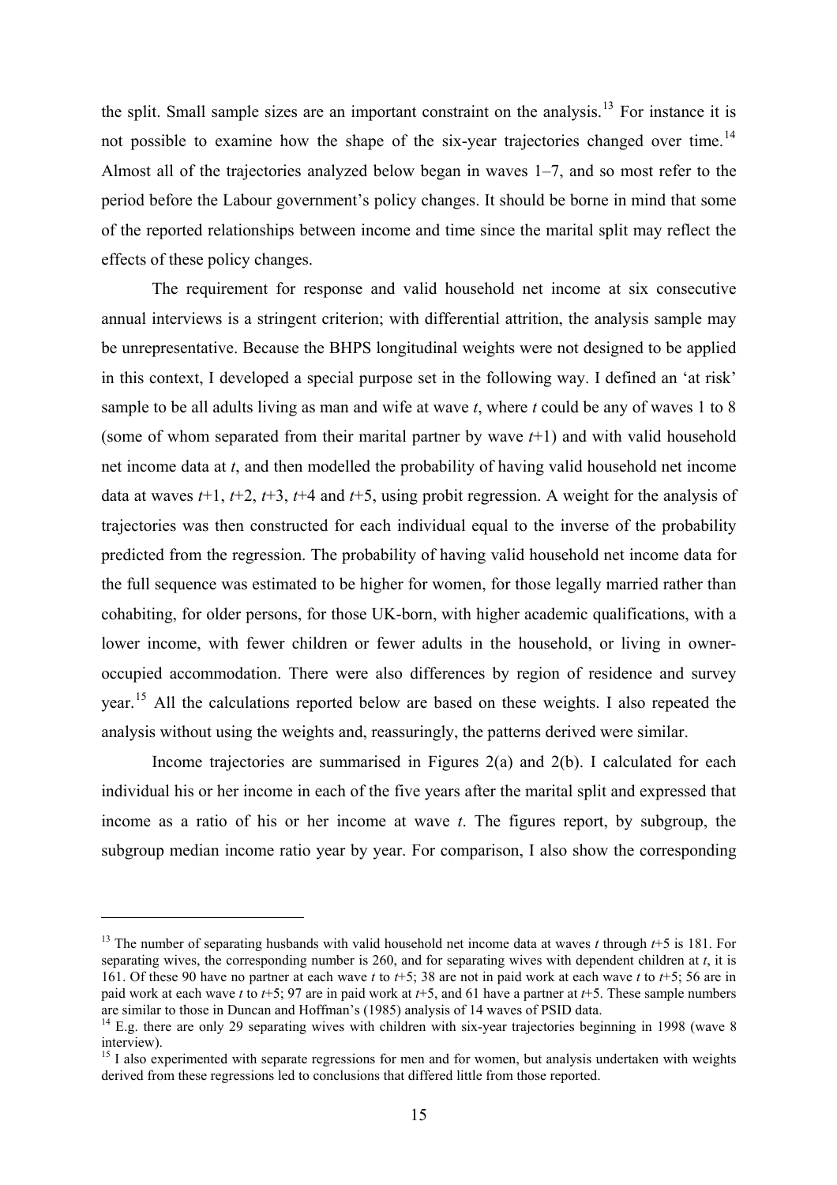the split. Small sample sizes are an important constraint on the analysis.[13] For instance it is not possible to examine how the shape of the six-year trajectories changed over time.[14] Almost all of the trajectories analyzed below began in waves 1–7, and so most refer to the period before the Labour government's policy changes. It should be borne in mind that some of the reported relationships between income and time since the marital split may reflect the effects of these policy changes.

The requirement for response and valid household net income at six consecutive annual interviews is a stringent criterion; with differential attrition, the analysis sample may be unrepresentative. Because the BHPS longitudinal weights were not designed to be applied in this context, I developed a special purpose set in the following way. I defined an 'at risk' sample to be all adults living as man and wife at wave $t$, where $t$ could be any of waves 1 to 8 (some of whom separated from their marital partner by wave $t$+1) and with valid household net income data at $t$, and then modelled the probability of having valid household net income data at waves $t$+1, $t$+2, $t$+3, $t$+4 and $t$+5, using probit regression. A weight for the analysis of trajectories was then constructed for each individual equal to the inverse of the probability predicted from the regression. The probability of having valid household net income data for the full sequence was estimated to be higher for women, for those legally married rather than cohabiting, for older persons, for those UK-born, with higher academic qualifications, with a lower income, with fewer children or fewer adults in the household, or living in owner-occupied accommodation. There were also differences by region of residence and survey year.[15] All the calculations reported below are based on these weights. I also repeated the analysis without using the weights and, reassuringly, the patterns derived were similar.

Income trajectories are summarised in Figures 2(a) and 2(b). I calculated for each individual his or her income in each of the five years after the marital split and expressed that income as a ratio of his or her income at wave $t$. The figures report, by subgroup, the subgroup median income ratio year by year. For comparison, I also show the corresponding

---

[13] The number of separating husbands with valid household net income data at waves $t$ through $t$+5 is 181. For separating wives, the corresponding number is 260, and for separating wives with dependent children at $t$, it is 161. Of these 90 have no partner at each wave $t$ to $t$+5; 38 are not in paid work at each wave $t$ to $t$+5; 56 are in paid work at each wave $t$ to $t$+5; 97 are in paid work at $t$+5, and 61 have a partner at $t$+5. These sample numbers are similar to those in Duncan and Hoffman's (1985) analysis of 14 waves of PSID data.

[14] E.g. there are only 29 separating wives with children with six-year trajectories beginning in 1998 (wave 8 interview).

[15] I also experimented with separate regressions for men and for women, but analysis undertaken with weights derived from these regressions led to conclusions that differed little from those reported.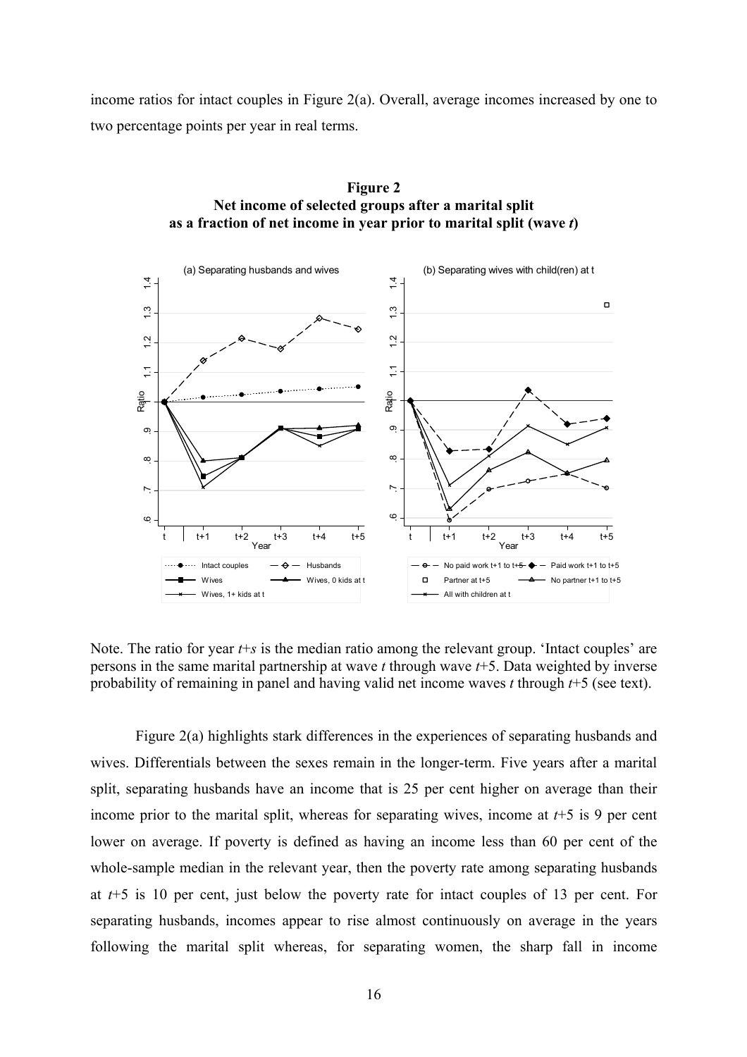income ratios for intact couples in Figure 2(a). Overall, average incomes increased by one to two percentage points per year in real terms.

**Figure 2**
**Net income of selected groups after a marital split as a fraction of net income in year prior to marital split (wave *t*)**

Note. The ratio for year $t$+$s$ is the median ratio among the relevant group. 'Intact couples' are persons in the same marital partnership at wave $t$ through wave $t$+5. Data weighted by inverse probability of remaining in panel and having valid net income waves $t$ through $t$+5 (see text).

Figure 2(a) highlights stark differences in the experiences of separating husbands and wives. Differentials between the sexes remain in the longer-term. Five years after a marital split, separating husbands have an income that is 25 per cent higher on average than their income prior to the marital split, whereas for separating wives, income at $t$+5 is 9 per cent lower on average. If poverty is defined as having an income less than 60 per cent of the whole-sample median in the relevant year, then the poverty rate among separating husbands at $t$+5 is 10 per cent, just below the poverty rate for intact couples of 13 per cent. For separating husbands, incomes appear to rise almost continuously on average in the years following the marital split whereas, for separating women, the sharp fall in income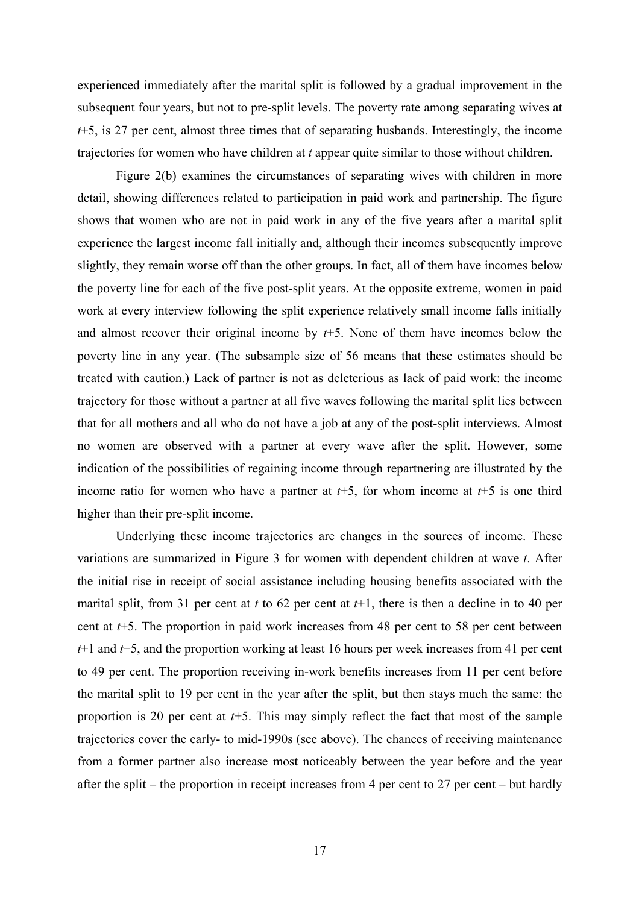experienced immediately after the marital split is followed by a gradual improvement in the subsequent four years, but not to pre-split levels. The poverty rate among separating wives at *t*+5, is 27 per cent, almost three times that of separating husbands. Interestingly, the income trajectories for women who have children at *t* appear quite similar to those without children.

Figure 2(b) examines the circumstances of separating wives with children in more detail, showing differences related to participation in paid work and partnership. The figure shows that women who are not in paid work in any of the five years after a marital split experience the largest income fall initially and, although their incomes subsequently improve slightly, they remain worse off than the other groups. In fact, all of them have incomes below the poverty line for each of the five post-split years. At the opposite extreme, women in paid work at every interview following the split experience relatively small income falls initially and almost recover their original income by *t*+5. None of them have incomes below the poverty line in any year. (The subsample size of 56 means that these estimates should be treated with caution.) Lack of partner is not as deleterious as lack of paid work: the income trajectory for those without a partner at all five waves following the marital split lies between that for all mothers and all who do not have a job at any of the post-split interviews. Almost no women are observed with a partner at every wave after the split. However, some indication of the possibilities of regaining income through repartnering are illustrated by the income ratio for women who have a partner at *t*+5, for whom income at *t*+5 is one third higher than their pre-split income.

Underlying these income trajectories are changes in the sources of income. These variations are summarized in Figure 3 for women with dependent children at wave *t*. After the initial rise in receipt of social assistance including housing benefits associated with the marital split, from 31 per cent at *t* to 62 per cent at *t*+1, there is then a decline in to 40 per cent at *t*+5. The proportion in paid work increases from 48 per cent to 58 per cent between *t*+1 and *t*+5, and the proportion working at least 16 hours per week increases from 41 per cent to 49 per cent. The proportion receiving in-work benefits increases from 11 per cent before the marital split to 19 per cent in the year after the split, but then stays much the same: the proportion is 20 per cent at *t*+5. This may simply reflect the fact that most of the sample trajectories cover the early- to mid-1990s (see above). The chances of receiving maintenance from a former partner also increase most noticeably between the year before and the year after the split – the proportion in receipt increases from 4 per cent to 27 per cent – but hardly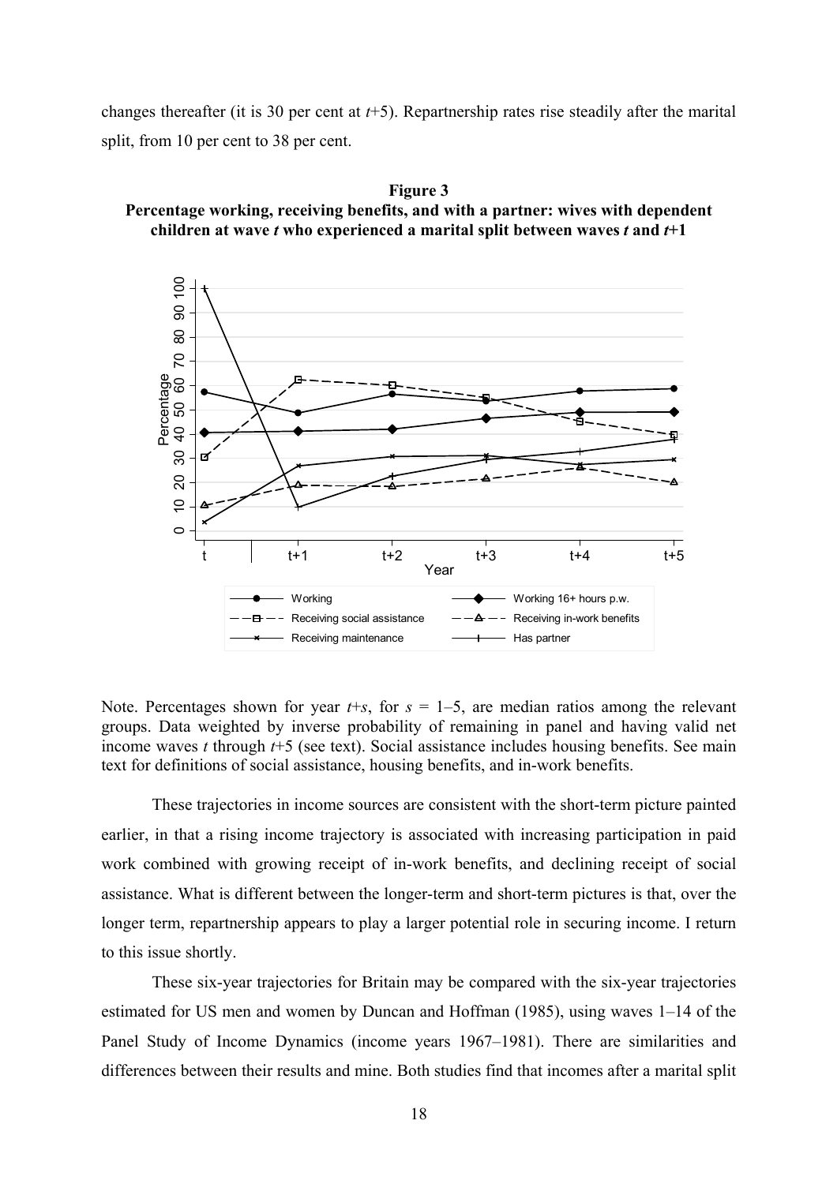changes thereafter (it is 30 per cent at *t*+5). Repartnership rates rise steadily after the marital split, from 10 per cent to 38 per cent.

**Figure 3**
**Percentage working, receiving benefits, and with a partner: wives with dependent children at wave *t* who experienced a marital split between waves *t* and *t*+1**

Note. Percentages shown for year *t*+*s*, for *s* = 1–5, are median ratios among the relevant groups. Data weighted by inverse probability of remaining in panel and having valid net income waves *t* through *t*+5 (see text). Social assistance includes housing benefits. See main text for definitions of social assistance, housing benefits, and in-work benefits.

These trajectories in income sources are consistent with the short-term picture painted earlier, in that a rising income trajectory is associated with increasing participation in paid work combined with growing receipt of in-work benefits, and declining receipt of social assistance. What is different between the longer-term and short-term pictures is that, over the longer term, repartnership appears to play a larger potential role in securing income. I return to this issue shortly.

These six-year trajectories for Britain may be compared with the six-year trajectories estimated for US men and women by Duncan and Hoffman (1985), using waves 1–14 of the Panel Study of Income Dynamics (income years 1967–1981). There are similarities and differences between their results and mine. Both studies find that incomes after a marital split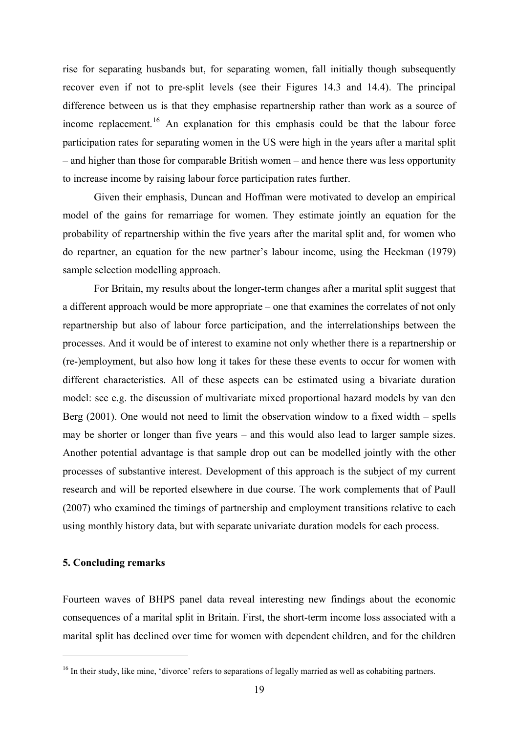rise for separating husbands but, for separating women, fall initially though subsequently recover even if not to pre-split levels (see their Figures 14.3 and 14.4). The principal difference between us is that they emphasise repartnership rather than work as a source of income replacement.[16] An explanation for this emphasis could be that the labour force participation rates for separating women in the US were high in the years after a marital split – and higher than those for comparable British women – and hence there was less opportunity to increase income by raising labour force participation rates further.

Given their emphasis, Duncan and Hoffman were motivated to develop an empirical model of the gains for remarriage for women. They estimate jointly an equation for the probability of repartnership within the five years after the marital split and, for women who do repartner, an equation for the new partner's labour income, using the Heckman (1979) sample selection modelling approach.

For Britain, my results about the longer-term changes after a marital split suggest that a different approach would be more appropriate – one that examines the correlates of not only repartnership but also of labour force participation, and the interrelationships between the processes. And it would be of interest to examine not only whether there is a repartnership or (re-)employment, but also how long it takes for these these events to occur for women with different characteristics. All of these aspects can be estimated using a bivariate duration model: see e.g. the discussion of multivariate mixed proportional hazard models by van den Berg (2001). One would not need to limit the observation window to a fixed width – spells may be shorter or longer than five years – and this would also lead to larger sample sizes. Another potential advantage is that sample drop out can be modelled jointly with the other processes of substantive interest. Development of this approach is the subject of my current research and will be reported elsewhere in due course. The work complements that of Paull (2007) who examined the timings of partnership and employment transitions relative to each using monthly history data, but with separate univariate duration models for each process.

## 5. Concluding remarks

Fourteen waves of BHPS panel data reveal interesting new findings about the economic consequences of a marital split in Britain. First, the short-term income loss associated with a marital split has declined over time for women with dependent children, and for the children

[16] In their study, like mine, 'divorce' refers to separations of legally married as well as cohabiting partners.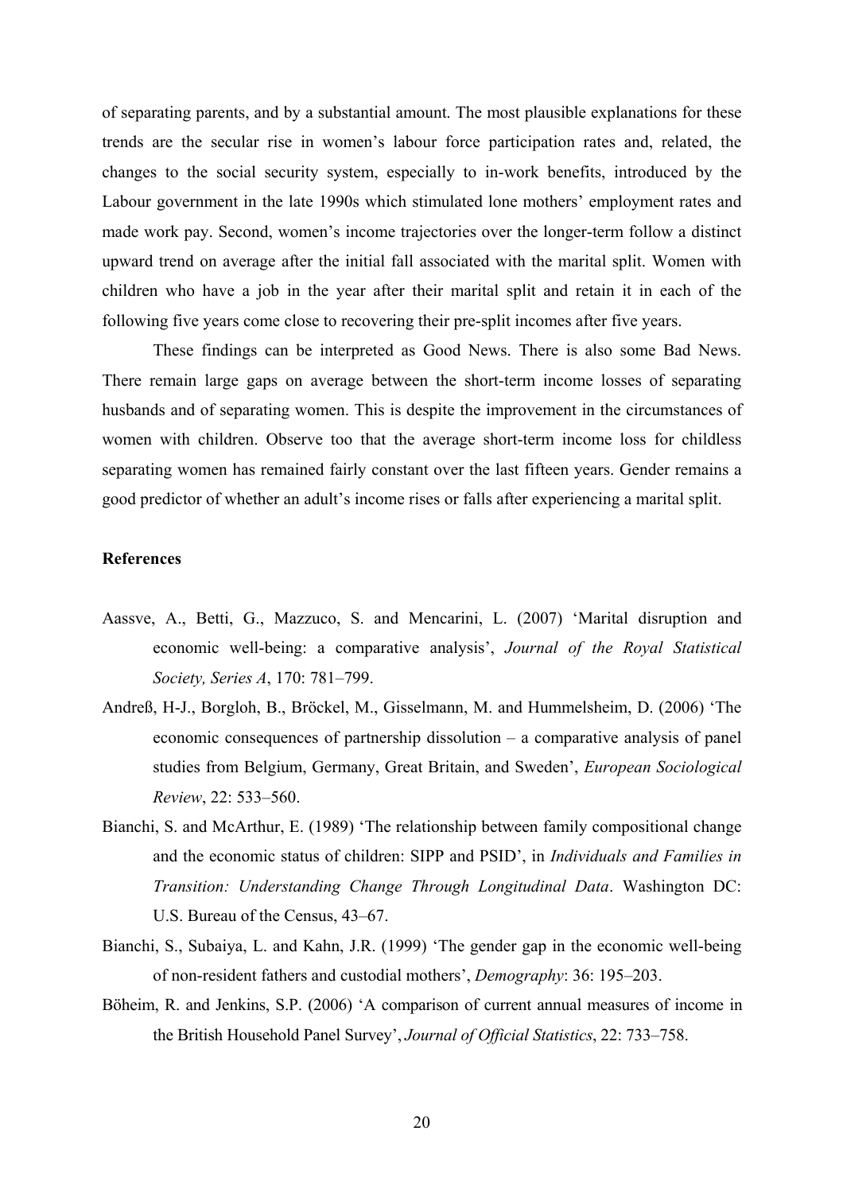of separating parents, and by a substantial amount. The most plausible explanations for these trends are the secular rise in women's labour force participation rates and, related, the changes to the social security system, especially to in-work benefits, introduced by the Labour government in the late 1990s which stimulated lone mothers' employment rates and made work pay. Second, women's income trajectories over the longer-term follow a distinct upward trend on average after the initial fall associated with the marital split. Women with children who have a job in the year after their marital split and retain it in each of the following five years come close to recovering their pre-split incomes after five years.

These findings can be interpreted as Good News. There is also some Bad News. There remain large gaps on average between the short-term income losses of separating husbands and of separating women. This is despite the improvement in the circumstances of women with children. Observe too that the average short-term income loss for childless separating women has remained fairly constant over the last fifteen years. Gender remains a good predictor of whether an adult's income rises or falls after experiencing a marital split.

**References**

Aassve, A., Betti, G., Mazzuco, S. and Mencarini, L. (2007) 'Marital disruption and economic well-being: a comparative analysis', *Journal of the Royal Statistical Society, Series A*, 170: 781–799.

Andreß, H-J., Borgloh, B., Bröckel, M., Gisselmann, M. and Hummelsheim, D. (2006) 'The economic consequences of partnership dissolution – a comparative analysis of panel studies from Belgium, Germany, Great Britain, and Sweden', *European Sociological Review*, 22: 533–560.

Bianchi, S. and McArthur, E. (1989) 'The relationship between family compositional change and the economic status of children: SIPP and PSID', in *Individuals and Families in Transition: Understanding Change Through Longitudinal Data*. Washington DC: U.S. Bureau of the Census, 43–67.

Bianchi, S., Subaiya, L. and Kahn, J.R. (1999) 'The gender gap in the economic well-being of non-resident fathers and custodial mothers', *Demography*: 36: 195–203.

Böheim, R. and Jenkins, S.P. (2006) 'A comparison of current annual measures of income in the British Household Panel Survey', *Journal of Official Statistics*, 22: 733–758.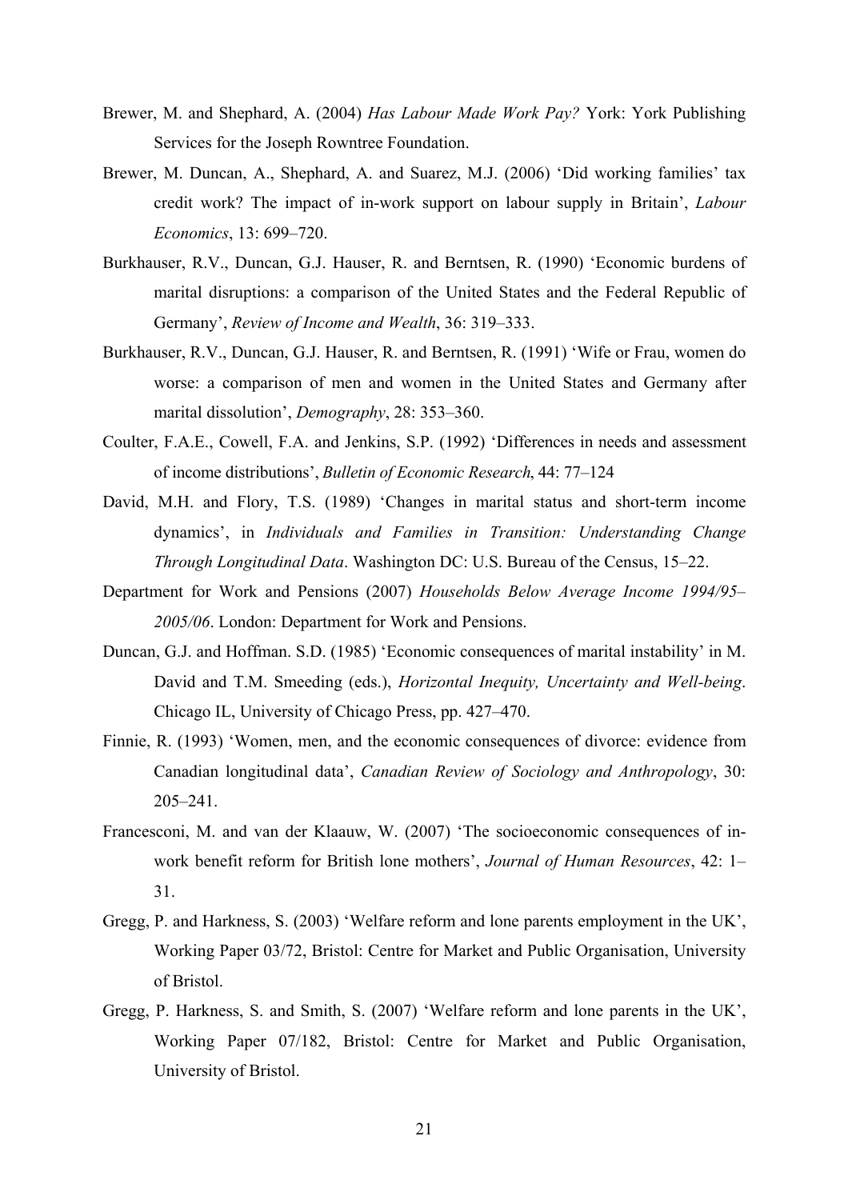Brewer, M. and Shephard, A. (2004) *Has Labour Made Work Pay?* York: York Publishing Services for the Joseph Rowntree Foundation.

Brewer, M. Duncan, A., Shephard, A. and Suarez, M.J. (2006) 'Did working families' tax credit work? The impact of in-work support on labour supply in Britain', *Labour Economics*, 13: 699–720.

Burkhauser, R.V., Duncan, G.J. Hauser, R. and Berntsen, R. (1990) 'Economic burdens of marital disruptions: a comparison of the United States and the Federal Republic of Germany', *Review of Income and Wealth*, 36: 319–333.

Burkhauser, R.V., Duncan, G.J. Hauser, R. and Berntsen, R. (1991) 'Wife or Frau, women do worse: a comparison of men and women in the United States and Germany after marital dissolution', *Demography*, 28: 353–360.

Coulter, F.A.E., Cowell, F.A. and Jenkins, S.P. (1992) 'Differences in needs and assessment of income distributions', *Bulletin of Economic Research*, 44: 77–124

David, M.H. and Flory, T.S. (1989) 'Changes in marital status and short-term income dynamics', in *Individuals and Families in Transition: Understanding Change Through Longitudinal Data*. Washington DC: U.S. Bureau of the Census, 15–22.

Department for Work and Pensions (2007) *Households Below Average Income 1994/95–2005/06*. London: Department for Work and Pensions.

Duncan, G.J. and Hoffman. S.D. (1985) 'Economic consequences of marital instability' in M. David and T.M. Smeeding (eds.), *Horizontal Inequity, Uncertainty and Well-being*. Chicago IL, University of Chicago Press, pp. 427–470.

Finnie, R. (1993) 'Women, men, and the economic consequences of divorce: evidence from Canadian longitudinal data', *Canadian Review of Sociology and Anthropology*, 30: 205–241.

Francesconi, M. and van der Klaauw, W. (2007) 'The socioeconomic consequences of in-work benefit reform for British lone mothers', *Journal of Human Resources*, 42: 1–31.

Gregg, P. and Harkness, S. (2003) 'Welfare reform and lone parents employment in the UK', Working Paper 03/72, Bristol: Centre for Market and Public Organisation, University of Bristol.

Gregg, P. Harkness, S. and Smith, S. (2007) 'Welfare reform and lone parents in the UK', Working Paper 07/182, Bristol: Centre for Market and Public Organisation, University of Bristol.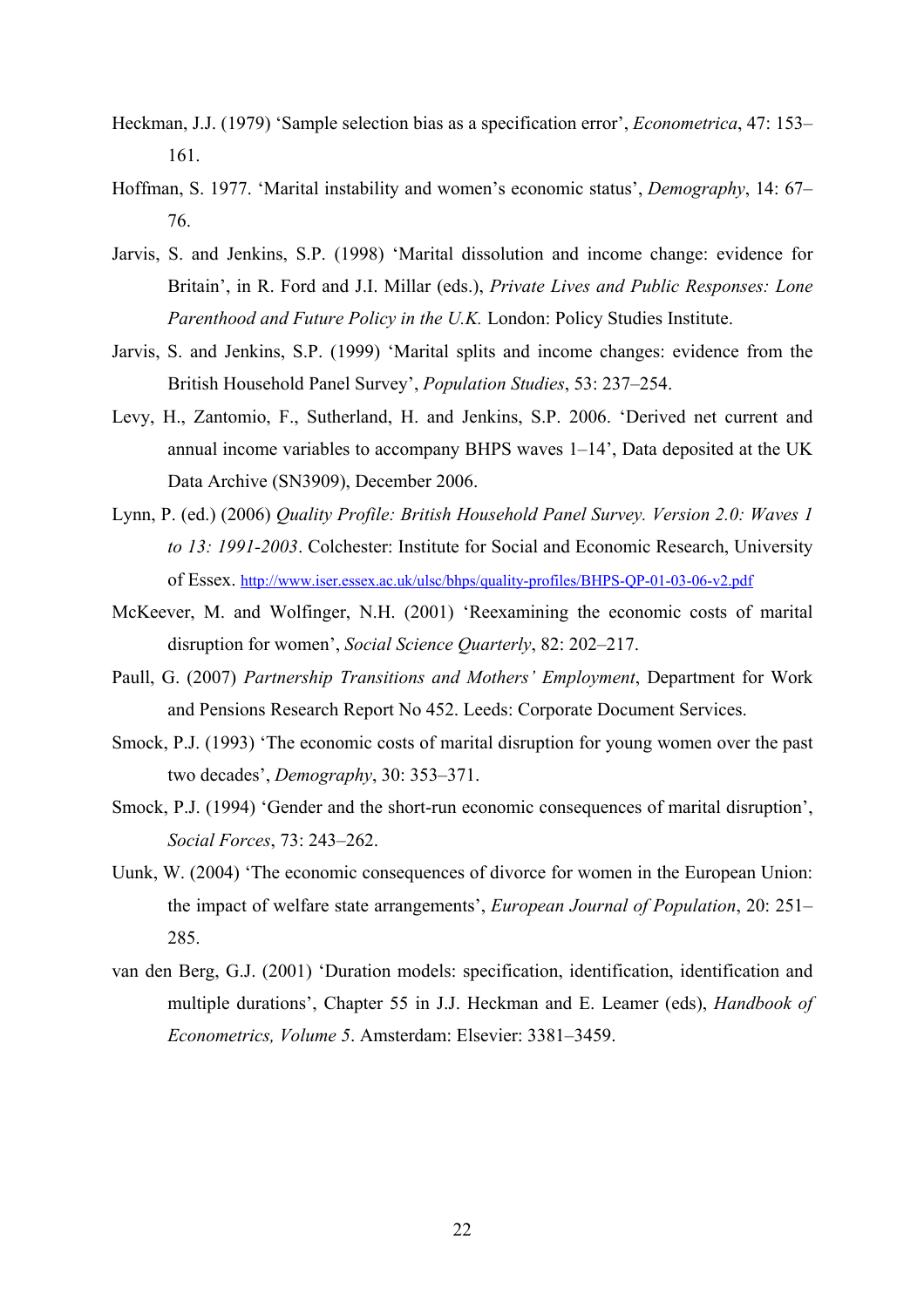Heckman, J.J. (1979) 'Sample selection bias as a specification error', *Econometrica*, 47: 153–161.

Hoffman, S. 1977. 'Marital instability and women's economic status', *Demography*, 14: 67–76.

Jarvis, S. and Jenkins, S.P. (1998) 'Marital dissolution and income change: evidence for Britain', in R. Ford and J.I. Millar (eds.), *Private Lives and Public Responses: Lone Parenthood and Future Policy in the U.K.* London: Policy Studies Institute.

Jarvis, S. and Jenkins, S.P. (1999) 'Marital splits and income changes: evidence from the British Household Panel Survey', *Population Studies*, 53: 237–254.

Levy, H., Zantomio, F., Sutherland, H. and Jenkins, S.P. 2006. 'Derived net current and annual income variables to accompany BHPS waves 1–14', Data deposited at the UK Data Archive (SN3909), December 2006.

Lynn, P. (ed.) (2006) *Quality Profile: British Household Panel Survey. Version 2.0: Waves 1 to 13: 1991-2003*. Colchester: Institute for Social and Economic Research, University of Essex. http://www.iser.essex.ac.uk/ulsc/bhps/quality-profiles/BHPS-QP-01-03-06-v2.pdf

McKeever, M. and Wolfinger, N.H. (2001) 'Reexamining the economic costs of marital disruption for women', *Social Science Quarterly*, 82: 202–217.

Paull, G. (2007) *Partnership Transitions and Mothers' Employment*, Department for Work and Pensions Research Report No 452. Leeds: Corporate Document Services.

Smock, P.J. (1993) 'The economic costs of marital disruption for young women over the past two decades', *Demography*, 30: 353–371.

Smock, P.J. (1994) 'Gender and the short-run economic consequences of marital disruption', *Social Forces*, 73: 243–262.

Uunk, W. (2004) 'The economic consequences of divorce for women in the European Union: the impact of welfare state arrangements', *European Journal of Population*, 20: 251–285.

van den Berg, G.J. (2001) 'Duration models: specification, identification, identification and multiple durations', Chapter 55 in J.J. Heckman and E. Leamer (eds), *Handbook of Econometrics, Volume 5*. Amsterdam: Elsevier: 3381–3459.